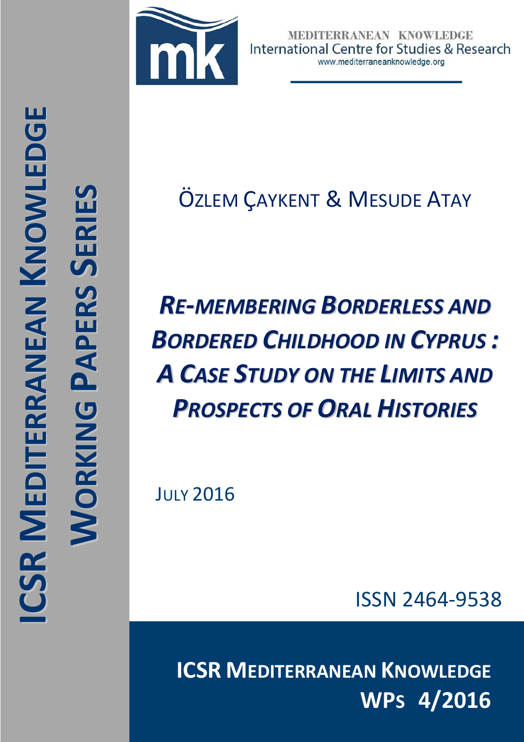ICSR MEDITERRANEAN KNOWLEDGE

WORKING PAPERS SERIES

MEDITERRANEAN KNOWLEDGE
International Centre for Studies & Research
www.mediterraneanknowledge.org

ÖZLEM ÇAYKENT & MESUDE ATAY

# *RE-MEMBERING BORDERLESS AND BORDERED CHILDHOOD IN CYPRUS : A CASE STUDY ON THE LIMITS AND PROSPECTS OF ORAL HISTORIES*

JULY 2016

ISSN 2464-9538

**ICSR MEDITERRANEAN KNOWLEDGE WPS 4/2016**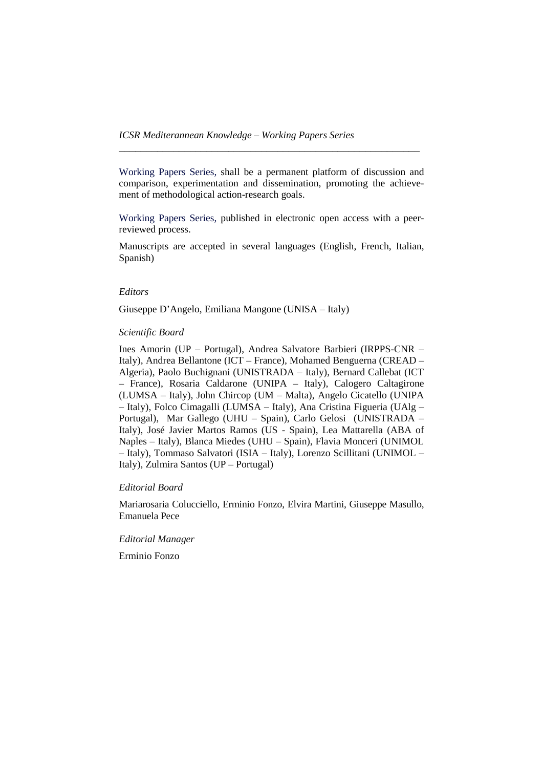*ICSR Mediterannean Knowledge – Working Papers Series*

---

Working Papers Series, shall be a permanent platform of discussion and comparison, experimentation and dissemination, promoting the achievement of methodological action-research goals.

Working Papers Series, published in electronic open access with a peer-reviewed process.

Manuscripts are accepted in several languages (English, French, Italian, Spanish)

*Editors*

Giuseppe D'Angelo, Emiliana Mangone (UNISA – Italy)

*Scientific Board*

Ines Amorin (UP – Portugal), Andrea Salvatore Barbieri (IRPPS-CNR – Italy), Andrea Bellantone (ICT – France), Mohamed Benguerna (CREAD – Algeria), Paolo Buchignani (UNISTRADA – Italy), Bernard Callebat (ICT – France), Rosaria Caldarone (UNIPA – Italy), Calogero Caltagirone (LUMSA – Italy), John Chircop (UM – Malta), Angelo Cicatello (UNIPA – Italy), Folco Cimagalli (LUMSA – Italy), Ana Cristina Figueria (UAlg – Portugal), Mar Gallego (UHU – Spain), Carlo Gelosi (UNISTRADA – Italy), José Javier Martos Ramos (US - Spain), Lea Mattarella (ABA of Naples – Italy), Blanca Miedes (UHU – Spain), Flavia Monceri (UNIMOL – Italy), Tommaso Salvatori (ISIA – Italy), Lorenzo Scillitani (UNIMOL – Italy), Zulmira Santos (UP – Portugal)

*Editorial Board*

Mariarosaria Colucciello, Erminio Fonzo, Elvira Martini, Giuseppe Masullo, Emanuela Pece

*Editorial Manager*

Erminio Fonzo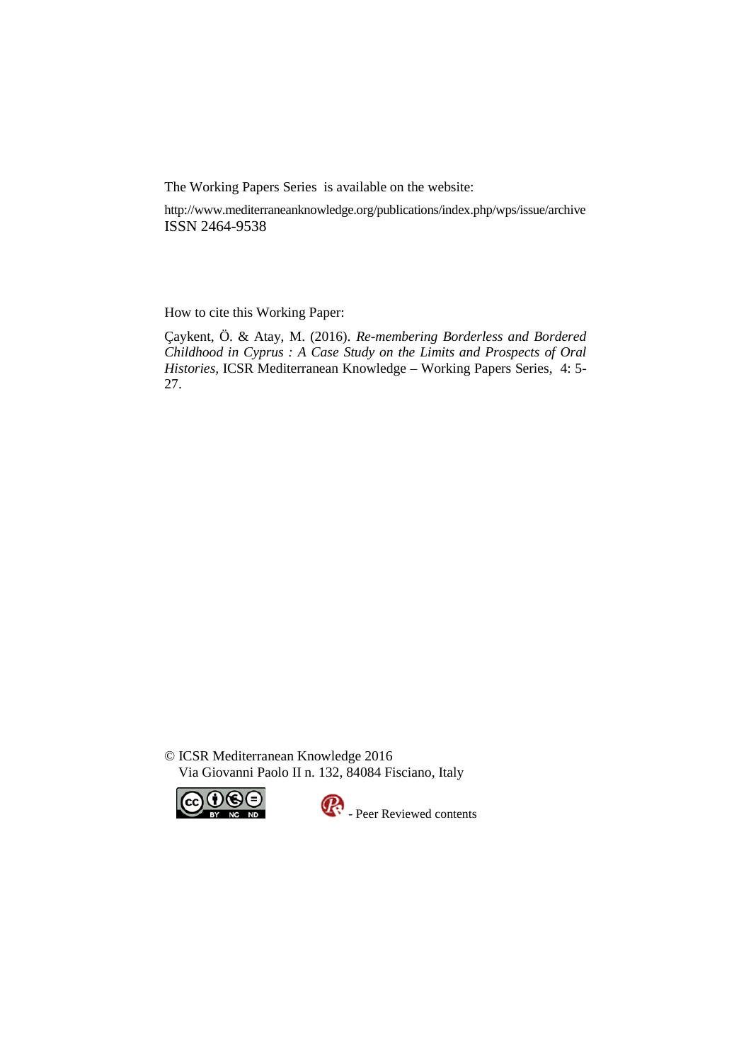The Working Papers Series is available on the website:

http://www.mediterraneanknowledge.org/publications/index.php/wps/issue/archive
ISSN 2464-9538

How to cite this Working Paper:

Çaykent, Ö. & Atay, M. (2016). *Re-membering Borderless and Bordered Childhood in Cyprus : A Case Study on the Limits and Prospects of Oral Histories*, ICSR Mediterranean Knowledge – Working Papers Series, 4: 5-27.

© ICSR Mediterranean Knowledge 2016
Via Giovanni Paolo II n. 132, 84084 Fisciano, Italy

- Peer Reviewed contents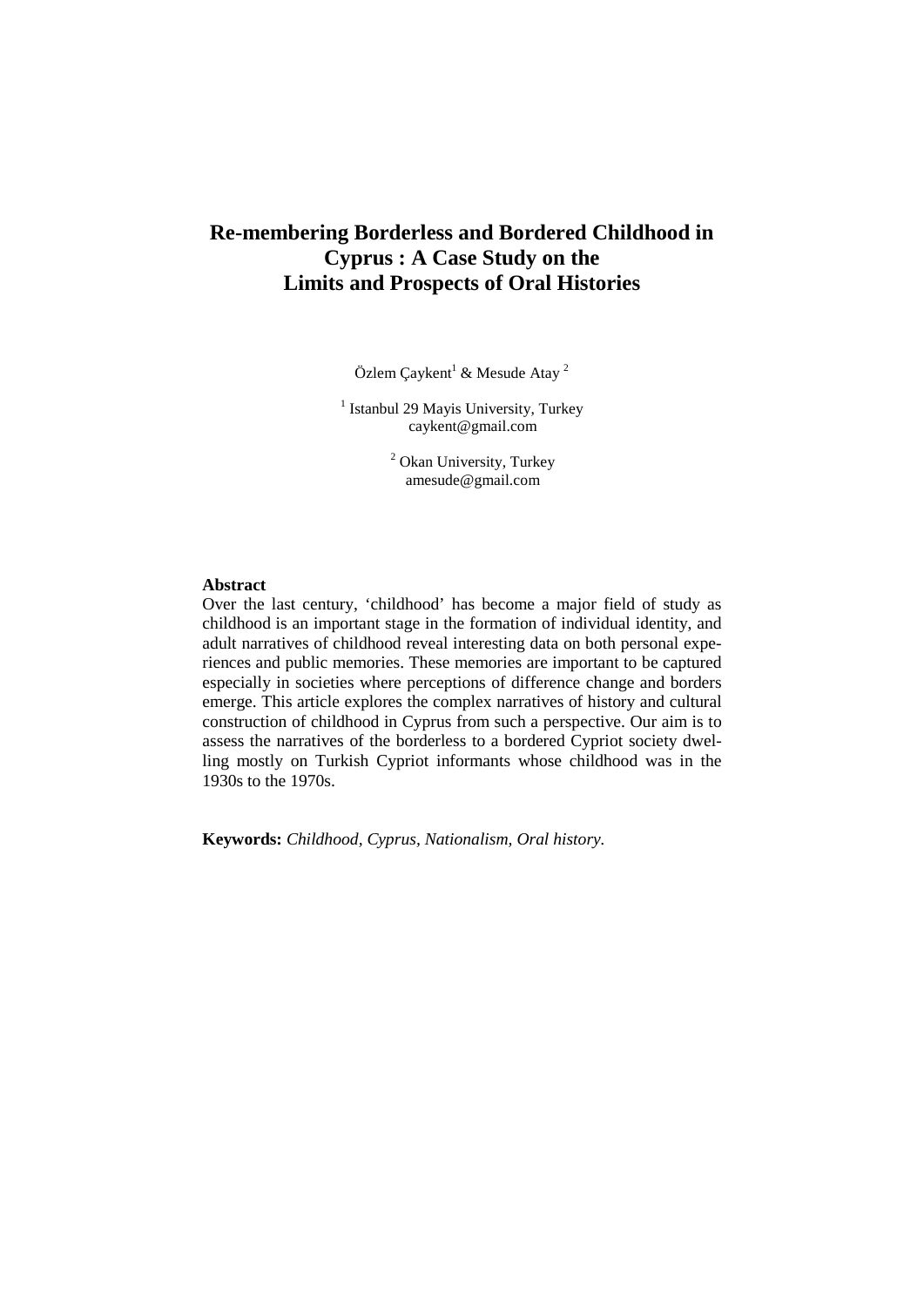# Re-membering Borderless and Bordered Childhood in Cyprus : A Case Study on the Limits and Prospects of Oral Histories

Özlem Çaykent[1] & Mesude Atay [2]

[1] Istanbul 29 Mayis University, Turkey
caykent@gmail.com

[2] Okan University, Turkey
amesude@gmail.com

**Abstract**

Over the last century, 'childhood' has become a major field of study as childhood is an important stage in the formation of individual identity, and adult narratives of childhood reveal interesting data on both personal experiences and public memories. These memories are important to be captured especially in societies where perceptions of difference change and borders emerge. This article explores the complex narratives of history and cultural construction of childhood in Cyprus from such a perspective. Our aim is to assess the narratives of the borderless to a bordered Cypriot society dwelling mostly on Turkish Cypriot informants whose childhood was in the 1930s to the 1970s.

**Keywords:** *Childhood, Cyprus, Nationalism, Oral history.*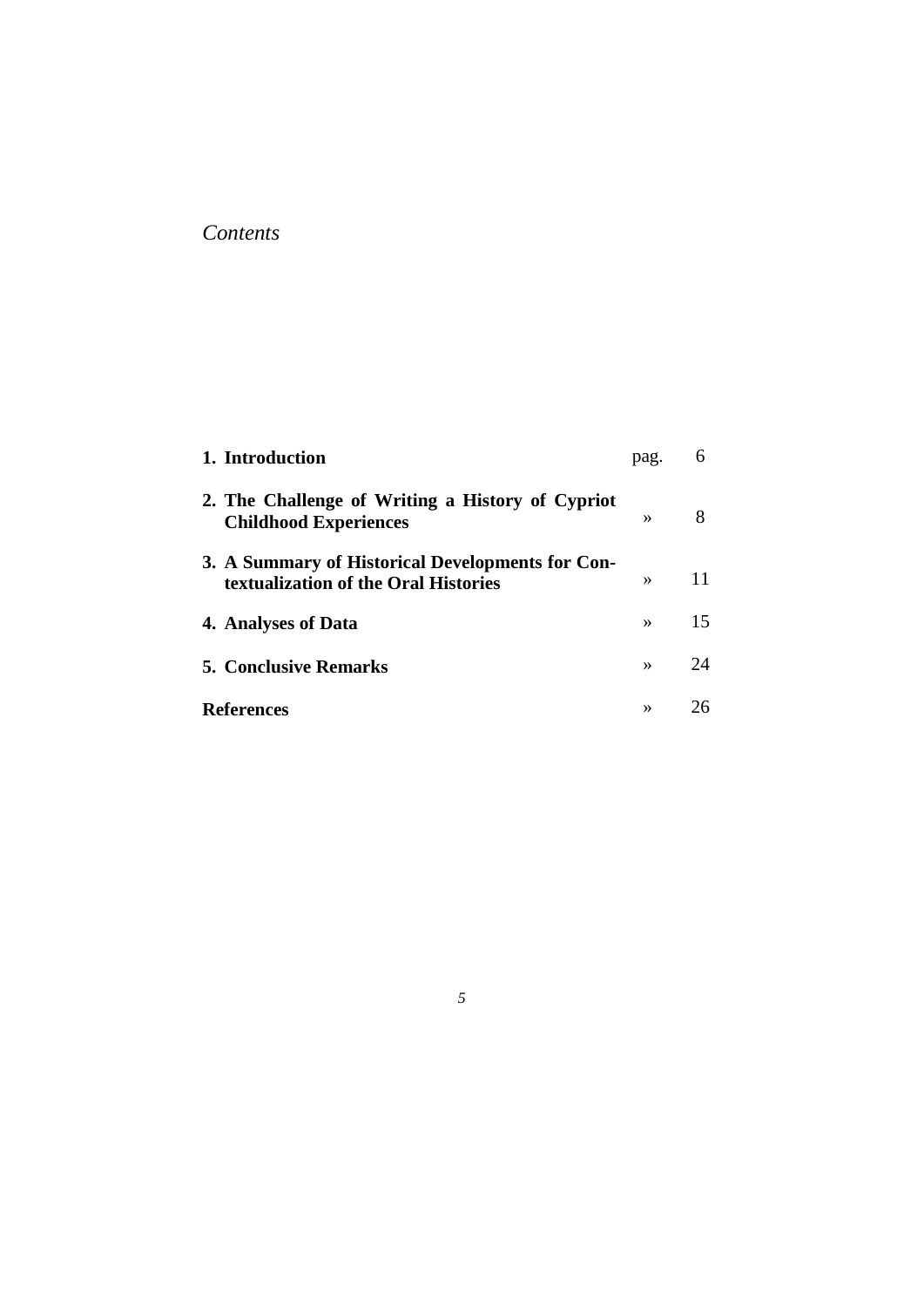*Contents*

| | | |
|---|---|---|
| **1. Introduction** | pag. | 6 |
| **2. The Challenge of Writing a History of Cypriot Childhood Experiences** | » | 8 |
| **3. A Summary of Historical Developments for Contextualization of the Oral Histories** | » | 11 |
| **4. Analyses of Data** | » | 15 |
| **5. Conclusive Remarks** | » | 24 |
| **References** | » | 26 |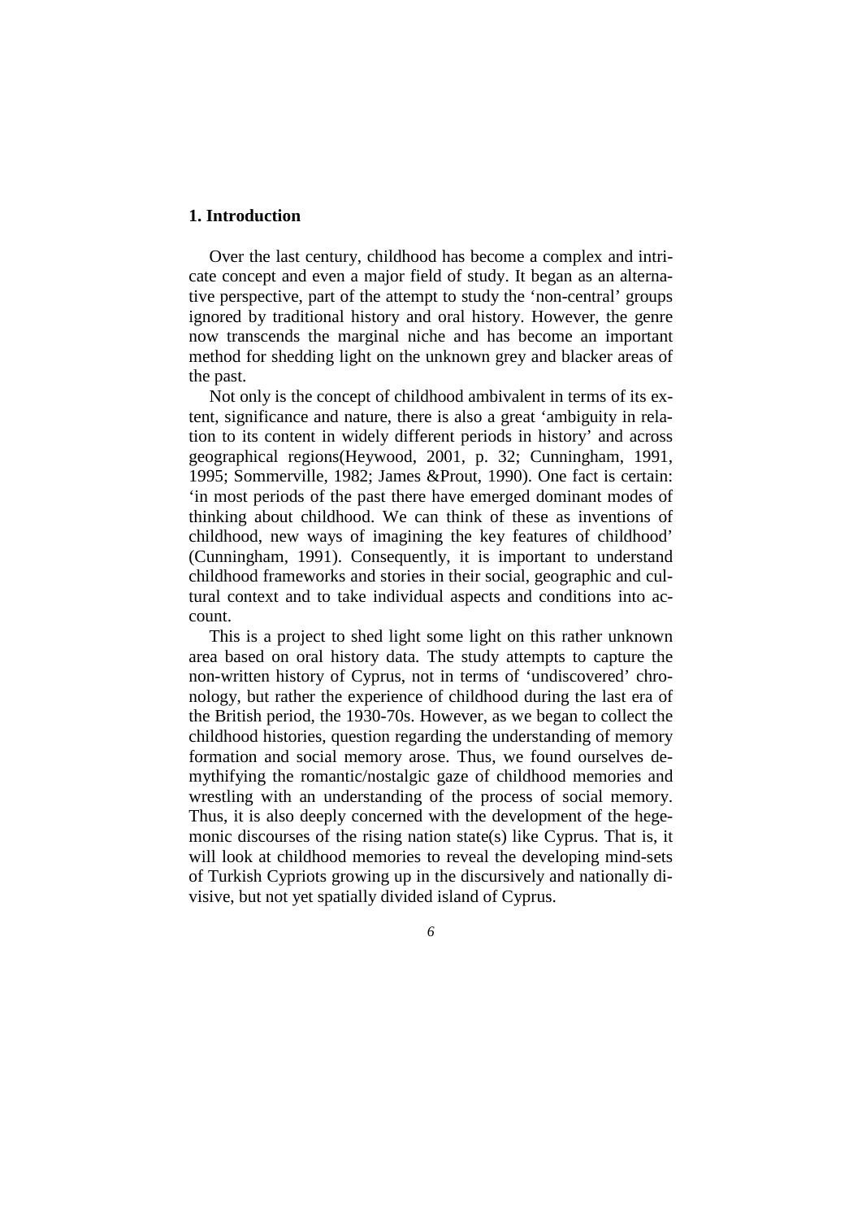## 1. Introduction

Over the last century, childhood has become a complex and intricate concept and even a major field of study. It began as an alternative perspective, part of the attempt to study the 'non-central' groups ignored by traditional history and oral history. However, the genre now transcends the marginal niche and has become an important method for shedding light on the unknown grey and blacker areas of the past.

Not only is the concept of childhood ambivalent in terms of its extent, significance and nature, there is also a great 'ambiguity in relation to its content in widely different periods in history' and across geographical regions(Heywood, 2001, p. 32; Cunningham, 1991, 1995; Sommerville, 1982; James &Prout, 1990). One fact is certain: 'in most periods of the past there have emerged dominant modes of thinking about childhood. We can think of these as inventions of childhood, new ways of imagining the key features of childhood' (Cunningham, 1991). Consequently, it is important to understand childhood frameworks and stories in their social, geographic and cultural context and to take individual aspects and conditions into account.

This is a project to shed light some light on this rather unknown area based on oral history data. The study attempts to capture the non-written history of Cyprus, not in terms of 'undiscovered' chronology, but rather the experience of childhood during the last era of the British period, the 1930-70s. However, as we began to collect the childhood histories, question regarding the understanding of memory formation and social memory arose. Thus, we found ourselves demythifying the romantic/nostalgic gaze of childhood memories and wrestling with an understanding of the process of social memory. Thus, it is also deeply concerned with the development of the hegemonic discourses of the rising nation state(s) like Cyprus. That is, it will look at childhood memories to reveal the developing mind-sets of Turkish Cypriots growing up in the discursively and nationally divisive, but not yet spatially divided island of Cyprus.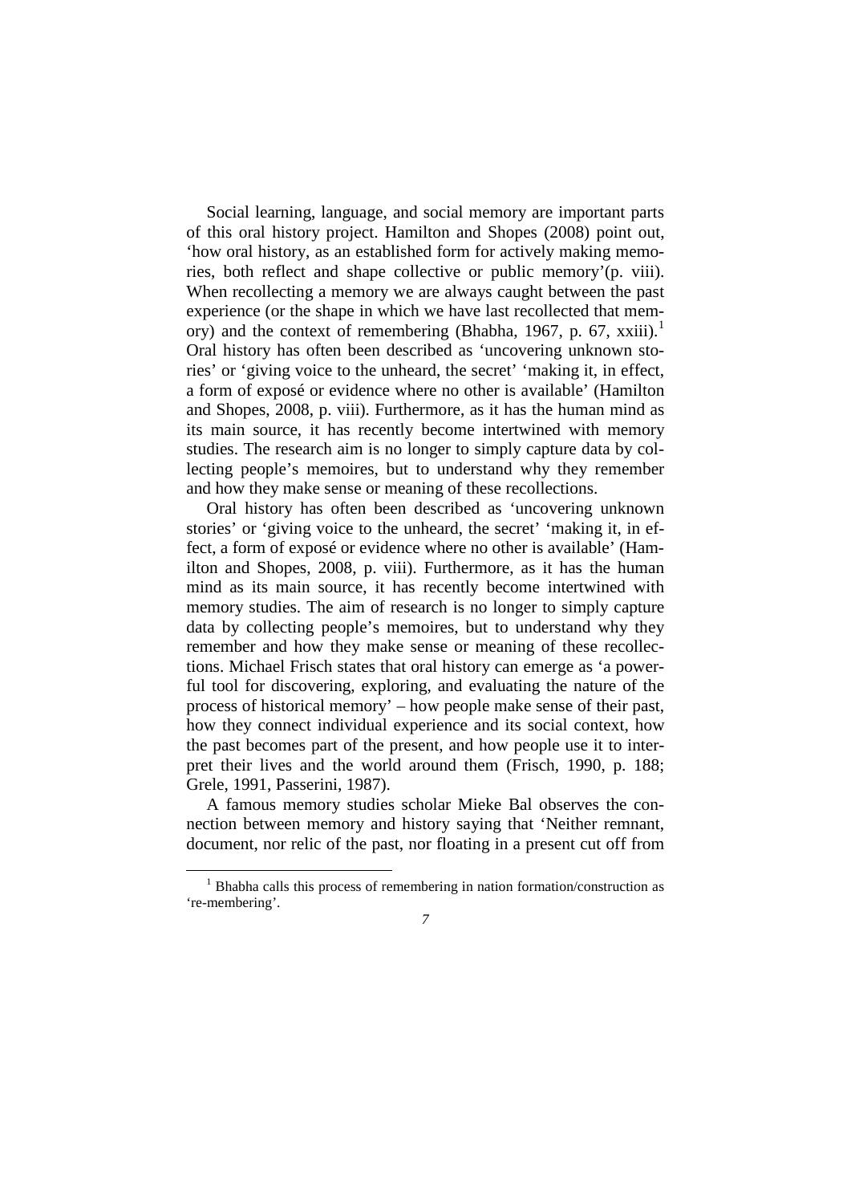Social learning, language, and social memory are important parts of this oral history project. Hamilton and Shopes (2008) point out, 'how oral history, as an established form for actively making memories, both reflect and shape collective or public memory'(p. viii). When recollecting a memory we are always caught between the past experience (or the shape in which we have last recollected that memory) and the context of remembering (Bhabha, 1967, p. 67, xxiii).[1] Oral history has often been described as 'uncovering unknown stories' or 'giving voice to the unheard, the secret' 'making it, in effect, a form of exposé or evidence where no other is available' (Hamilton and Shopes, 2008, p. viii). Furthermore, as it has the human mind as its main source, it has recently become intertwined with memory studies. The research aim is no longer to simply capture data by collecting people's memoires, but to understand why they remember and how they make sense or meaning of these recollections.

Oral history has often been described as 'uncovering unknown stories' or 'giving voice to the unheard, the secret' 'making it, in effect, a form of exposé or evidence where no other is available' (Hamilton and Shopes, 2008, p. viii). Furthermore, as it has the human mind as its main source, it has recently become intertwined with memory studies. The aim of research is no longer to simply capture data by collecting people's memoires, but to understand why they remember and how they make sense or meaning of these recollections. Michael Frisch states that oral history can emerge as 'a powerful tool for discovering, exploring, and evaluating the nature of the process of historical memory' – how people make sense of their past, how they connect individual experience and its social context, how the past becomes part of the present, and how people use it to interpret their lives and the world around them (Frisch, 1990, p. 188; Grele, 1991, Passerini, 1987).

A famous memory studies scholar Mieke Bal observes the connection between memory and history saying that 'Neither remnant, document, nor relic of the past, nor floating in a present cut off from

[1] Bhabha calls this process of remembering in nation formation/construction as 're-membering'.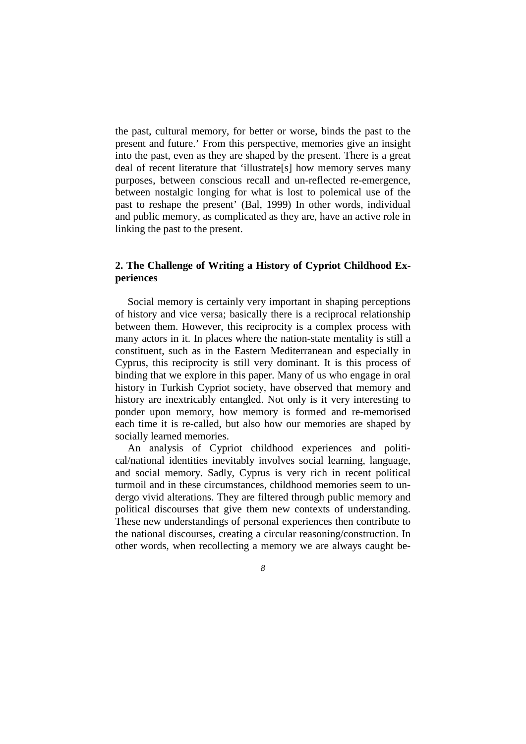the past, cultural memory, for better or worse, binds the past to the present and future.' From this perspective, memories give an insight into the past, even as they are shaped by the present. There is a great deal of recent literature that 'illustrate[s] how memory serves many purposes, between conscious recall and un-reflected re-emergence, between nostalgic longing for what is lost to polemical use of the past to reshape the present' (Bal, 1999) In other words, individual and public memory, as complicated as they are, have an active role in linking the past to the present.

## 2. The Challenge of Writing a History of Cypriot Childhood Experiences

Social memory is certainly very important in shaping perceptions of history and vice versa; basically there is a reciprocal relationship between them. However, this reciprocity is a complex process with many actors in it. In places where the nation-state mentality is still a constituent, such as in the Eastern Mediterranean and especially in Cyprus, this reciprocity is still very dominant. It is this process of binding that we explore in this paper. Many of us who engage in oral history in Turkish Cypriot society, have observed that memory and history are inextricably entangled. Not only is it very interesting to ponder upon memory, how memory is formed and re-memorised each time it is re-called, but also how our memories are shaped by socially learned memories.

An analysis of Cypriot childhood experiences and political/national identities inevitably involves social learning, language, and social memory. Sadly, Cyprus is very rich in recent political turmoil and in these circumstances, childhood memories seem to undergo vivid alterations. They are filtered through public memory and political discourses that give them new contexts of understanding. These new understandings of personal experiences then contribute to the national discourses, creating a circular reasoning/construction. In other words, when recollecting a memory we are always caught be-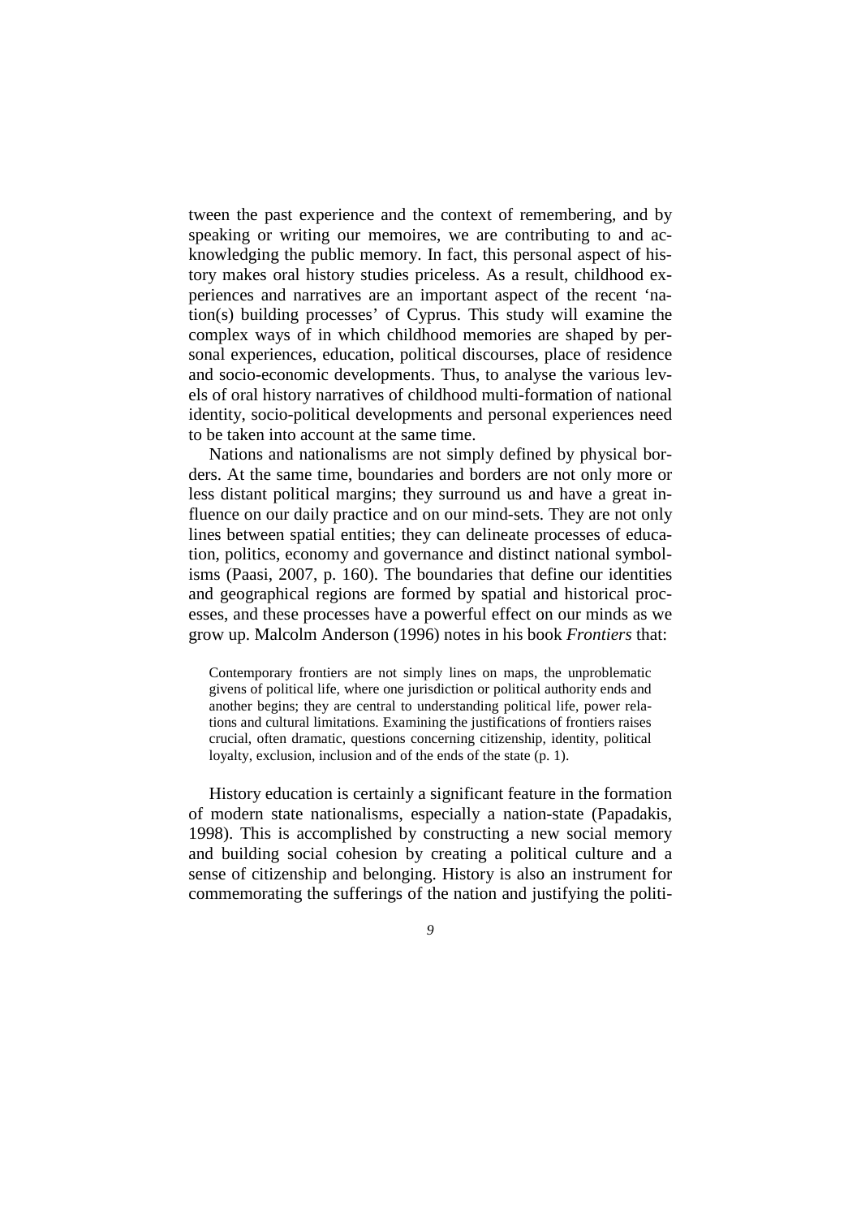tween the past experience and the context of remembering, and by speaking or writing our memoires, we are contributing to and acknowledging the public memory. In fact, this personal aspect of history makes oral history studies priceless. As a result, childhood experiences and narratives are an important aspect of the recent 'nation(s) building processes' of Cyprus. This study will examine the complex ways of in which childhood memories are shaped by personal experiences, education, political discourses, place of residence and socio-economic developments. Thus, to analyse the various levels of oral history narratives of childhood multi-formation of national identity, socio-political developments and personal experiences need to be taken into account at the same time.

Nations and nationalisms are not simply defined by physical borders. At the same time, boundaries and borders are not only more or less distant political margins; they surround us and have a great influence on our daily practice and on our mind-sets. They are not only lines between spatial entities; they can delineate processes of education, politics, economy and governance and distinct national symbolisms (Paasi, 2007, p. 160). The boundaries that define our identities and geographical regions are formed by spatial and historical processes, and these processes have a powerful effect on our minds as we grow up. Malcolm Anderson (1996) notes in his book *Frontiers* that:

> Contemporary frontiers are not simply lines on maps, the unproblematic givens of political life, where one jurisdiction or political authority ends and another begins; they are central to understanding political life, power relations and cultural limitations. Examining the justifications of frontiers raises crucial, often dramatic, questions concerning citizenship, identity, political loyalty, exclusion, inclusion and of the ends of the state (p. 1).

History education is certainly a significant feature in the formation of modern state nationalisms, especially a nation-state (Papadakis, 1998). This is accomplished by constructing a new social memory and building social cohesion by creating a political culture and a sense of citizenship and belonging. History is also an instrument for commemorating the sufferings of the nation and justifying the politi-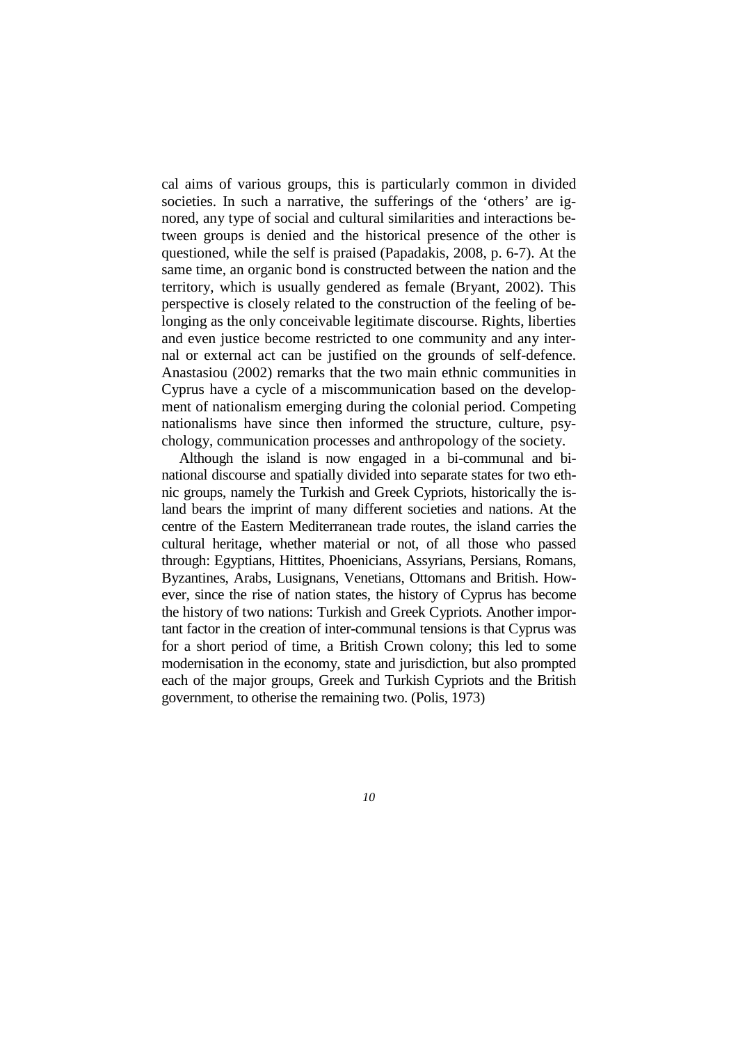cal aims of various groups, this is particularly common in divided societies. In such a narrative, the sufferings of the 'others' are ignored, any type of social and cultural similarities and interactions between groups is denied and the historical presence of the other is questioned, while the self is praised (Papadakis, 2008, p. 6-7). At the same time, an organic bond is constructed between the nation and the territory, which is usually gendered as female (Bryant, 2002). This perspective is closely related to the construction of the feeling of belonging as the only conceivable legitimate discourse. Rights, liberties and even justice become restricted to one community and any internal or external act can be justified on the grounds of self-defence. Anastasiou (2002) remarks that the two main ethnic communities in Cyprus have a cycle of a miscommunication based on the development of nationalism emerging during the colonial period. Competing nationalisms have since then informed the structure, culture, psychology, communication processes and anthropology of the society.

Although the island is now engaged in a bi-communal and bi-national discourse and spatially divided into separate states for two ethnic groups, namely the Turkish and Greek Cypriots, historically the island bears the imprint of many different societies and nations. At the centre of the Eastern Mediterranean trade routes, the island carries the cultural heritage, whether material or not, of all those who passed through: Egyptians, Hittites, Phoenicians, Assyrians, Persians, Romans, Byzantines, Arabs, Lusignans, Venetians, Ottomans and British. However, since the rise of nation states, the history of Cyprus has become the history of two nations: Turkish and Greek Cypriots. Another important factor in the creation of inter-communal tensions is that Cyprus was for a short period of time, a British Crown colony; this led to some modernisation in the economy, state and jurisdiction, but also prompted each of the major groups, Greek and Turkish Cypriots and the British government, to otherise the remaining two. (Polis, 1973)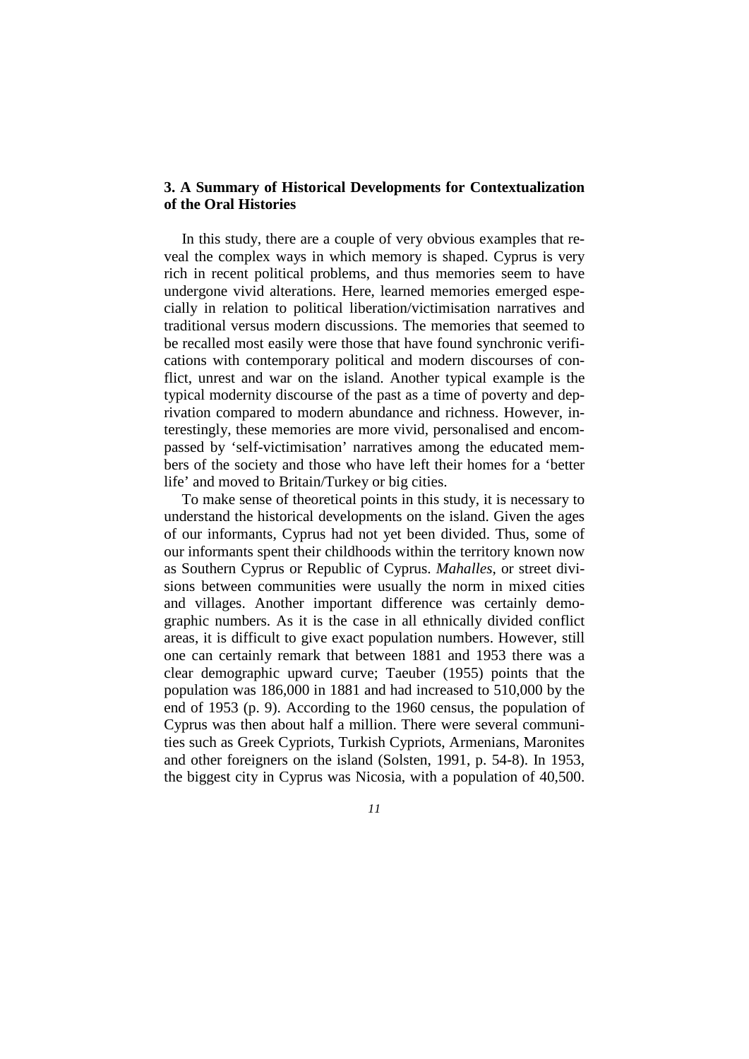## 3. A Summary of Historical Developments for Contextualization of the Oral Histories

In this study, there are a couple of very obvious examples that reveal the complex ways in which memory is shaped. Cyprus is very rich in recent political problems, and thus memories seem to have undergone vivid alterations. Here, learned memories emerged especially in relation to political liberation/victimisation narratives and traditional versus modern discussions. The memories that seemed to be recalled most easily were those that have found synchronic verifications with contemporary political and modern discourses of conflict, unrest and war on the island. Another typical example is the typical modernity discourse of the past as a time of poverty and deprivation compared to modern abundance and richness. However, interestingly, these memories are more vivid, personalised and encompassed by 'self-victimisation' narratives among the educated members of the society and those who have left their homes for a 'better life' and moved to Britain/Turkey or big cities.

To make sense of theoretical points in this study, it is necessary to understand the historical developments on the island. Given the ages of our informants, Cyprus had not yet been divided. Thus, some of our informants spent their childhoods within the territory known now as Southern Cyprus or Republic of Cyprus. *Mahalles*, or street divisions between communities were usually the norm in mixed cities and villages. Another important difference was certainly demographic numbers. As it is the case in all ethnically divided conflict areas, it is difficult to give exact population numbers. However, still one can certainly remark that between 1881 and 1953 there was a clear demographic upward curve; Taeuber (1955) points that the population was 186,000 in 1881 and had increased to 510,000 by the end of 1953 (p. 9). According to the 1960 census, the population of Cyprus was then about half a million. There were several communities such as Greek Cypriots, Turkish Cypriots, Armenians, Maronites and other foreigners on the island (Solsten, 1991, p. 54-8). In 1953, the biggest city in Cyprus was Nicosia, with a population of 40,500.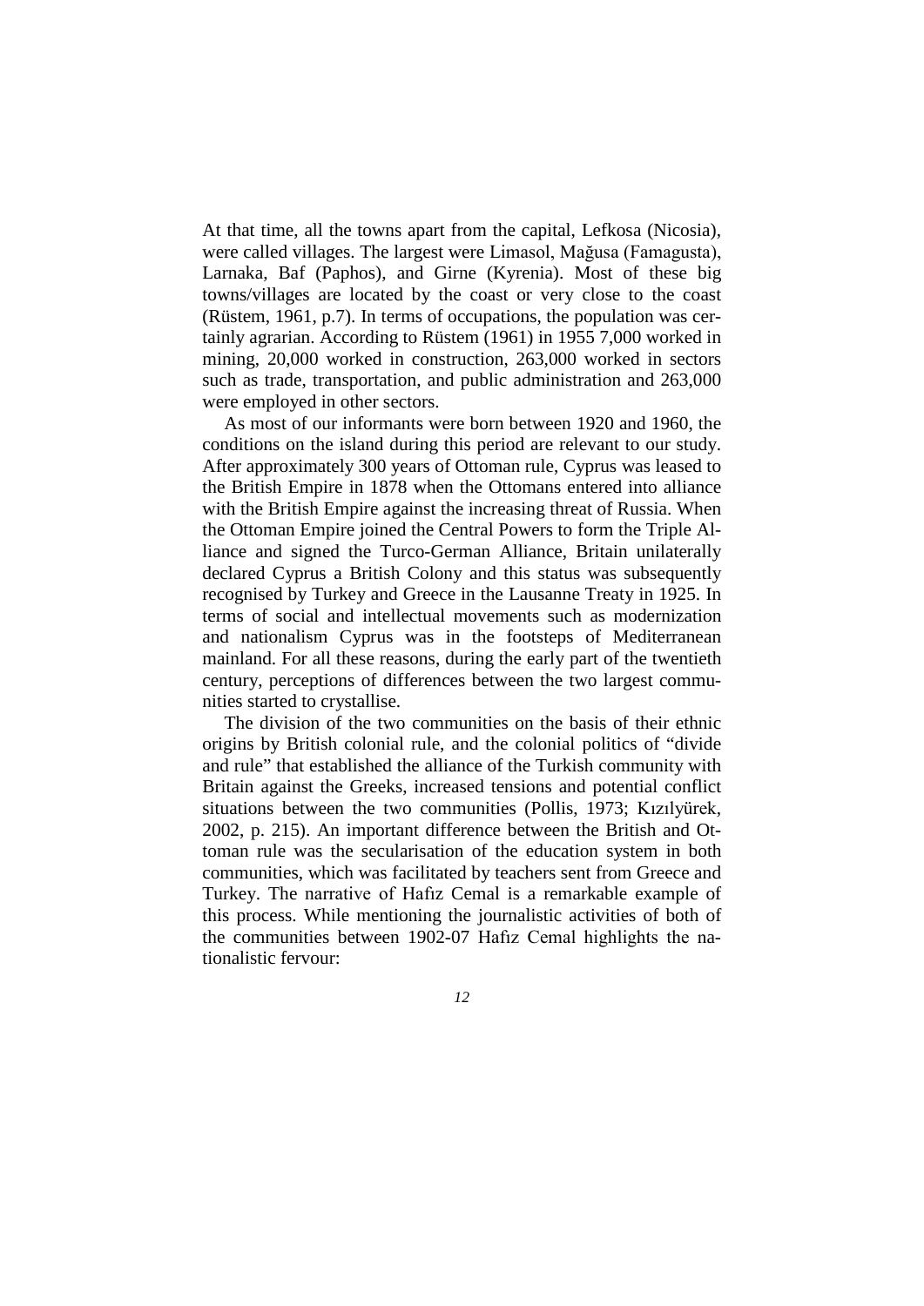At that time, all the towns apart from the capital, Lefkosa (Nicosia), were called villages. The largest were Limasol, Mağusa (Famagusta), Larnaka, Baf (Paphos), and Girne (Kyrenia). Most of these big towns/villages are located by the coast or very close to the coast (Rüstem, 1961, p.7). In terms of occupations, the population was certainly agrarian. According to Rüstem (1961) in 1955 7,000 worked in mining, 20,000 worked in construction, 263,000 worked in sectors such as trade, transportation, and public administration and 263,000 were employed in other sectors.

As most of our informants were born between 1920 and 1960, the conditions on the island during this period are relevant to our study. After approximately 300 years of Ottoman rule, Cyprus was leased to the British Empire in 1878 when the Ottomans entered into alliance with the British Empire against the increasing threat of Russia. When the Ottoman Empire joined the Central Powers to form the Triple Alliance and signed the Turco-German Alliance, Britain unilaterally declared Cyprus a British Colony and this status was subsequently recognised by Turkey and Greece in the Lausanne Treaty in 1925. In terms of social and intellectual movements such as modernization and nationalism Cyprus was in the footsteps of Mediterranean mainland. For all these reasons, during the early part of the twentieth century, perceptions of differences between the two largest communities started to crystallise.

The division of the two communities on the basis of their ethnic origins by British colonial rule, and the colonial politics of "divide and rule" that established the alliance of the Turkish community with Britain against the Greeks, increased tensions and potential conflict situations between the two communities (Pollis, 1973; Kızılyürek, 2002, p. 215). An important difference between the British and Ottoman rule was the secularisation of the education system in both communities, which was facilitated by teachers sent from Greece and Turkey. The narrative of Hafız Cemal is a remarkable example of this process. While mentioning the journalistic activities of both of the communities between 1902-07 Hafız Cemal highlights the nationalistic fervour: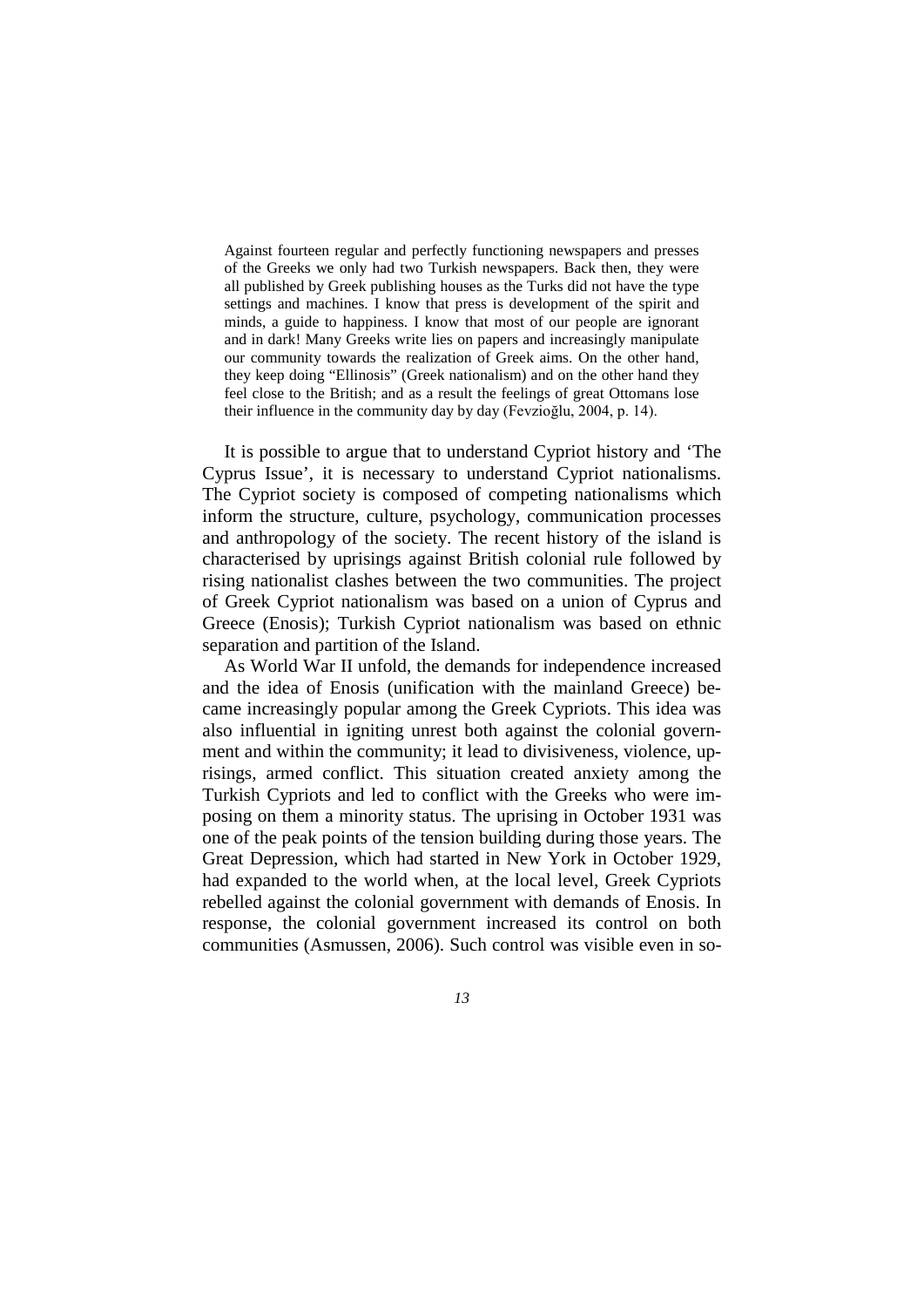> Against fourteen regular and perfectly functioning newspapers and presses of the Greeks we only had two Turkish newspapers. Back then, they were all published by Greek publishing houses as the Turks did not have the type settings and machines. I know that press is development of the spirit and minds, a guide to happiness. I know that most of our people are ignorant and in dark! Many Greeks write lies on papers and increasingly manipulate our community towards the realization of Greek aims. On the other hand, they keep doing "Ellinosis" (Greek nationalism) and on the other hand they feel close to the British; and as a result the feelings of great Ottomans lose their influence in the community day by day (Fevzioğlu, 2004, p. 14).

It is possible to argue that to understand Cypriot history and 'The Cyprus Issue', it is necessary to understand Cypriot nationalisms. The Cypriot society is composed of competing nationalisms which inform the structure, culture, psychology, communication processes and anthropology of the society. The recent history of the island is characterised by uprisings against British colonial rule followed by rising nationalist clashes between the two communities. The project of Greek Cypriot nationalism was based on a union of Cyprus and Greece (Enosis); Turkish Cypriot nationalism was based on ethnic separation and partition of the Island.

As World War II unfold, the demands for independence increased and the idea of Enosis (unification with the mainland Greece) became increasingly popular among the Greek Cypriots. This idea was also influential in igniting unrest both against the colonial government and within the community; it lead to divisiveness, violence, uprisings, armed conflict. This situation created anxiety among the Turkish Cypriots and led to conflict with the Greeks who were imposing on them a minority status. The uprising in October 1931 was one of the peak points of the tension building during those years. The Great Depression, which had started in New York in October 1929, had expanded to the world when, at the local level, Greek Cypriots rebelled against the colonial government with demands of Enosis. In response, the colonial government increased its control on both communities (Asmussen, 2006). Such control was visible even in so-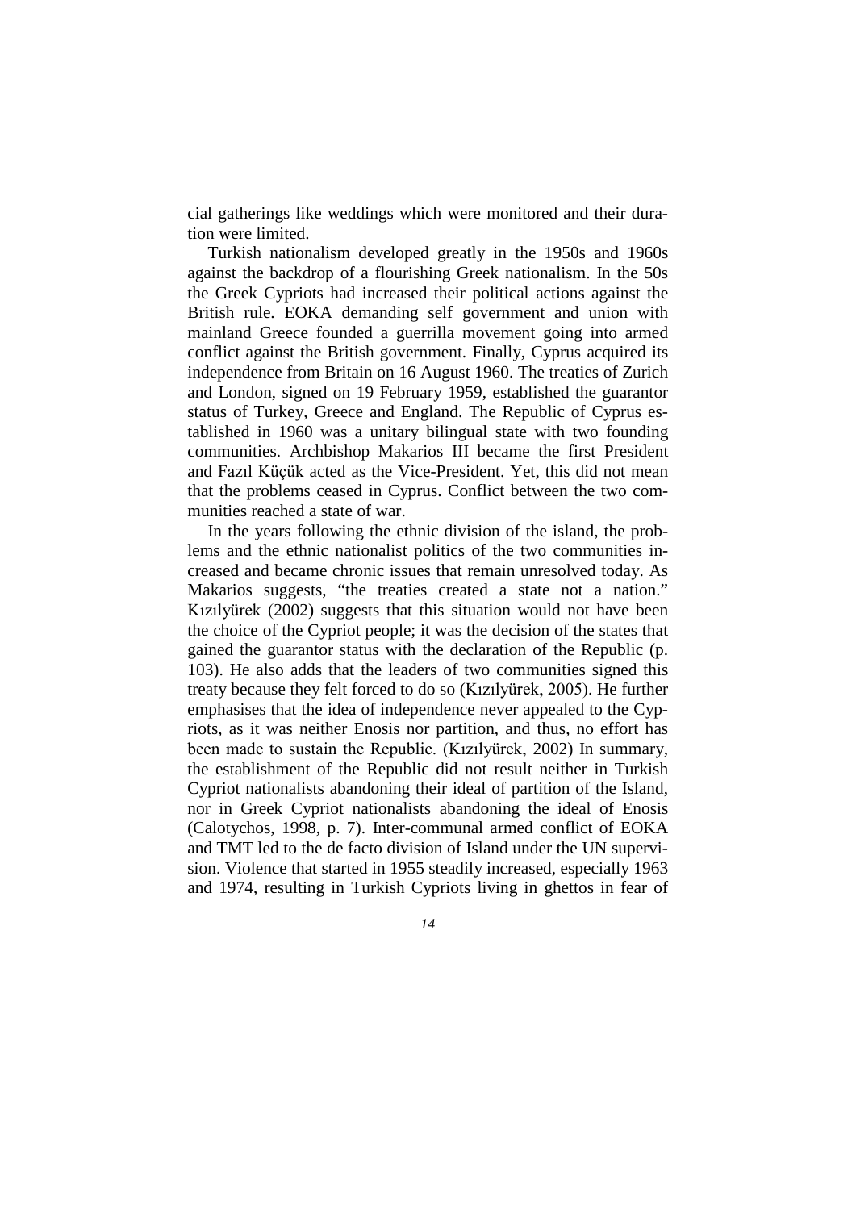cial gatherings like weddings which were monitored and their duration were limited.

Turkish nationalism developed greatly in the 1950s and 1960s against the backdrop of a flourishing Greek nationalism. In the 50s the Greek Cypriots had increased their political actions against the British rule. EOKA demanding self government and union with mainland Greece founded a guerrilla movement going into armed conflict against the British government. Finally, Cyprus acquired its independence from Britain on 16 August 1960. The treaties of Zurich and London, signed on 19 February 1959, established the guarantor status of Turkey, Greece and England. The Republic of Cyprus established in 1960 was a unitary bilingual state with two founding communities. Archbishop Makarios III became the first President and Fazıl Küçük acted as the Vice-President. Yet, this did not mean that the problems ceased in Cyprus. Conflict between the two communities reached a state of war.

In the years following the ethnic division of the island, the problems and the ethnic nationalist politics of the two communities increased and became chronic issues that remain unresolved today. As Makarios suggests, "the treaties created a state not a nation." Kızılyürek (2002) suggests that this situation would not have been the choice of the Cypriot people; it was the decision of the states that gained the guarantor status with the declaration of the Republic (p. 103). He also adds that the leaders of two communities signed this treaty because they felt forced to do so (Kızılyürek, 2005). He further emphasises that the idea of independence never appealed to the Cypriots, as it was neither Enosis nor partition, and thus, no effort has been made to sustain the Republic. (Kızılyürek, 2002) In summary, the establishment of the Republic did not result neither in Turkish Cypriot nationalists abandoning their ideal of partition of the Island, nor in Greek Cypriot nationalists abandoning the ideal of Enosis (Calotychos, 1998, p. 7). Inter-communal armed conflict of EOKA and TMT led to the de facto division of Island under the UN supervision. Violence that started in 1955 steadily increased, especially 1963 and 1974, resulting in Turkish Cypriots living in ghettos in fear of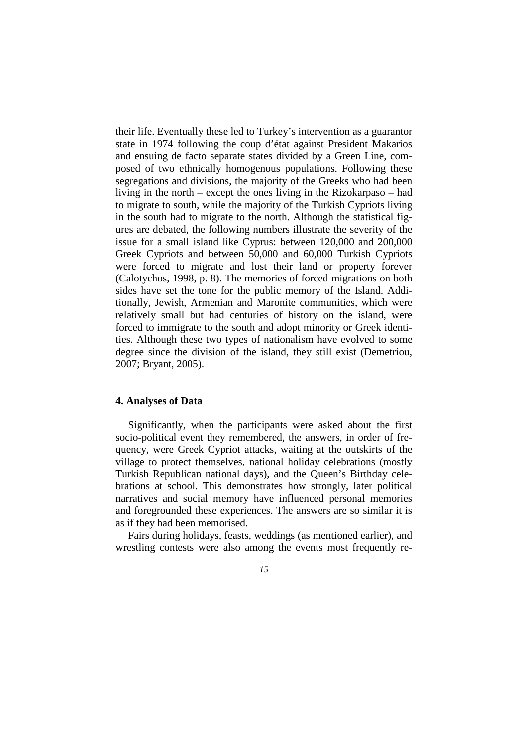their life. Eventually these led to Turkey's intervention as a guarantor state in 1974 following the coup d'état against President Makarios and ensuing de facto separate states divided by a Green Line, composed of two ethnically homogenous populations. Following these segregations and divisions, the majority of the Greeks who had been living in the north – except the ones living in the Rizokarpaso – had to migrate to south, while the majority of the Turkish Cypriots living in the south had to migrate to the north. Although the statistical figures are debated, the following numbers illustrate the severity of the issue for a small island like Cyprus: between 120,000 and 200,000 Greek Cypriots and between 50,000 and 60,000 Turkish Cypriots were forced to migrate and lost their land or property forever (Calotychos, 1998, p. 8). The memories of forced migrations on both sides have set the tone for the public memory of the Island. Additionally, Jewish, Armenian and Maronite communities, which were relatively small but had centuries of history on the island, were forced to immigrate to the south and adopt minority or Greek identities. Although these two types of nationalism have evolved to some degree since the division of the island, they still exist (Demetriou, 2007; Bryant, 2005).

## 4. Analyses of Data

Significantly, when the participants were asked about the first socio-political event they remembered, the answers, in order of frequency, were Greek Cypriot attacks, waiting at the outskirts of the village to protect themselves, national holiday celebrations (mostly Turkish Republican national days), and the Queen's Birthday celebrations at school. This demonstrates how strongly, later political narratives and social memory have influenced personal memories and foregrounded these experiences. The answers are so similar it is as if they had been memorised.

Fairs during holidays, feasts, weddings (as mentioned earlier), and wrestling contests were also among the events most frequently re-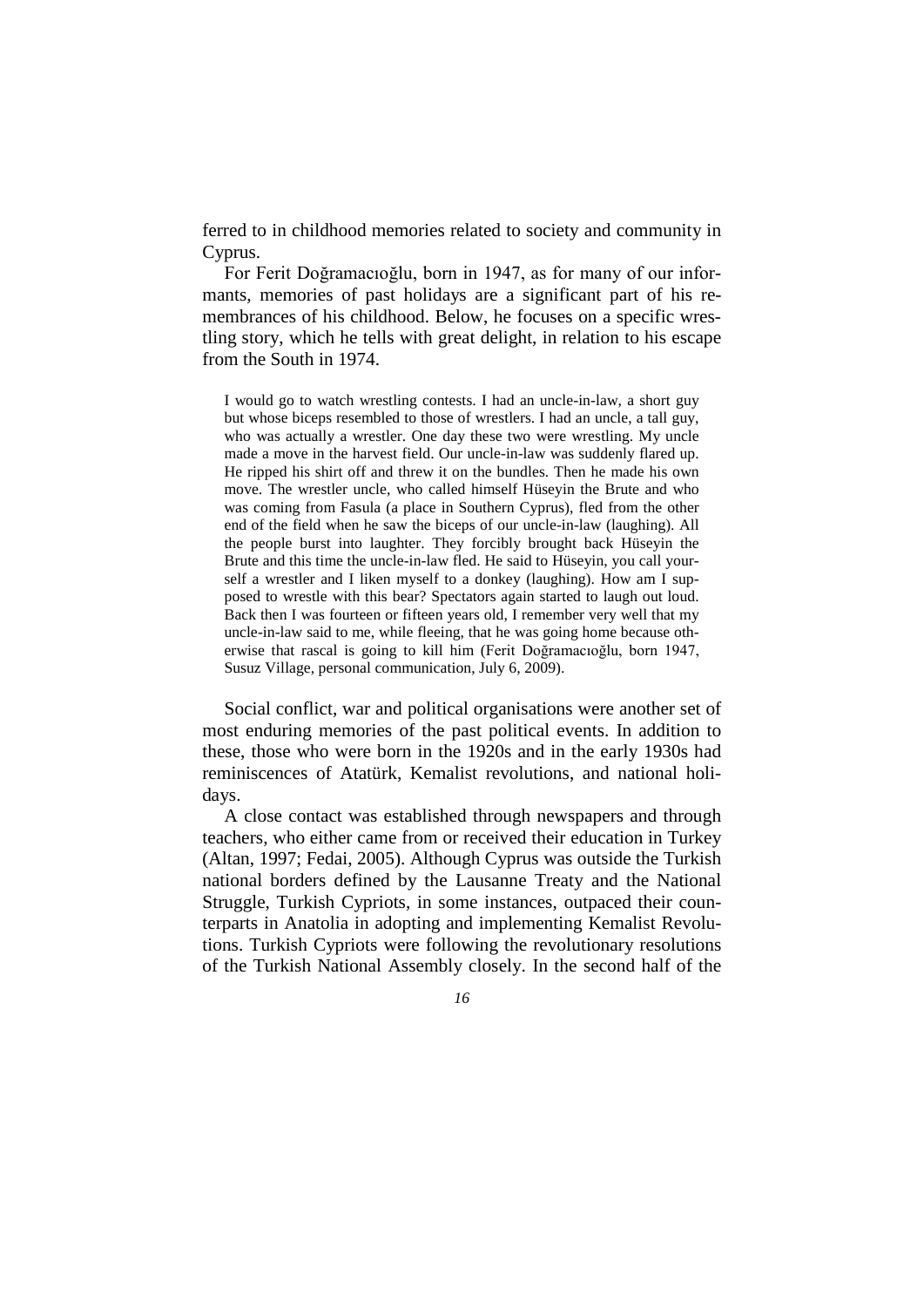ferred to in childhood memories related to society and community in Cyprus.

For Ferit Doğramacıoğlu, born in 1947, as for many of our informants, memories of past holidays are a significant part of his remembrances of his childhood. Below, he focuses on a specific wrestling story, which he tells with great delight, in relation to his escape from the South in 1974.

> I would go to watch wrestling contests. I had an uncle-in-law, a short guy but whose biceps resembled to those of wrestlers. I had an uncle, a tall guy, who was actually a wrestler. One day these two were wrestling. My uncle made a move in the harvest field. Our uncle-in-law was suddenly flared up. He ripped his shirt off and threw it on the bundles. Then he made his own move. The wrestler uncle, who called himself Hüseyin the Brute and who was coming from Fasula (a place in Southern Cyprus), fled from the other end of the field when he saw the biceps of our uncle-in-law (laughing). All the people burst into laughter. They forcibly brought back Hüseyin the Brute and this time the uncle-in-law fled. He said to Hüseyin, you call yourself a wrestler and I liken myself to a donkey (laughing). How am I supposed to wrestle with this bear? Spectators again started to laugh out loud. Back then I was fourteen or fifteen years old, I remember very well that my uncle-in-law said to me, while fleeing, that he was going home because otherwise that rascal is going to kill him (Ferit Doğramacıoğlu, born 1947, Susuz Village, personal communication, July 6, 2009).

Social conflict, war and political organisations were another set of most enduring memories of the past political events. In addition to these, those who were born in the 1920s and in the early 1930s had reminiscences of Atatürk, Kemalist revolutions, and national holidays.

A close contact was established through newspapers and through teachers, who either came from or received their education in Turkey (Altan, 1997; Fedai, 2005). Although Cyprus was outside the Turkish national borders defined by the Lausanne Treaty and the National Struggle, Turkish Cypriots, in some instances, outpaced their counterparts in Anatolia in adopting and implementing Kemalist Revolutions. Turkish Cypriots were following the revolutionary resolutions of the Turkish National Assembly closely. In the second half of the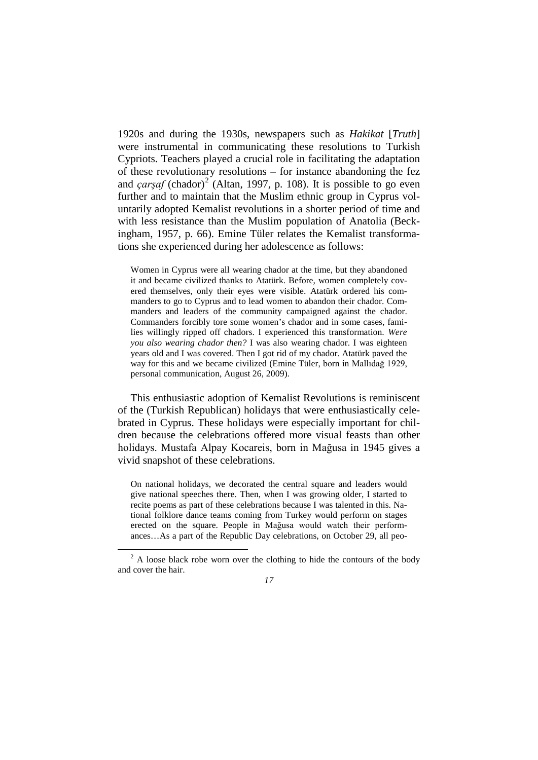1920s and during the 1930s, newspapers such as *Hakikat* [*Truth*] were instrumental in communicating these resolutions to Turkish Cypriots. Teachers played a crucial role in facilitating the adaptation of these revolutionary resolutions – for instance abandoning the fez and *çarşaf* (chador)[2] (Altan, 1997, p. 108). It is possible to go even further and to maintain that the Muslim ethnic group in Cyprus voluntarily adopted Kemalist revolutions in a shorter period of time and with less resistance than the Muslim population of Anatolia (Beckingham, 1957, p. 66). Emine Tüler relates the Kemalist transformations she experienced during her adolescence as follows:

> Women in Cyprus were all wearing chador at the time, but they abandoned it and became civilized thanks to Atatürk. Before, women completely covered themselves, only their eyes were visible. Atatürk ordered his commanders to go to Cyprus and to lead women to abandon their chador. Commanders and leaders of the community campaigned against the chador. Commanders forcibly tore some women's chador and in some cases, families willingly ripped off chadors. I experienced this transformation. *Were you also wearing chador then?* I was also wearing chador. I was eighteen years old and I was covered. Then I got rid of my chador. Atatürk paved the way for this and we became civilized (Emine Tüler, born in Mallıdağ 1929, personal communication, August 26, 2009).

This enthusiastic adoption of Kemalist Revolutions is reminiscent of the (Turkish Republican) holidays that were enthusiastically celebrated in Cyprus. These holidays were especially important for children because the celebrations offered more visual feasts than other holidays. Mustafa Alpay Kocareis, born in Mağusa in 1945 gives a vivid snapshot of these celebrations.

> On national holidays, we decorated the central square and leaders would give national speeches there. Then, when I was growing older, I started to recite poems as part of these celebrations because I was talented in this. National folklore dance teams coming from Turkey would perform on stages erected on the square. People in Mağusa would watch their performances…As a part of the Republic Day celebrations, on October 29, all peo-

[2] A loose black robe worn over the clothing to hide the contours of the body and cover the hair.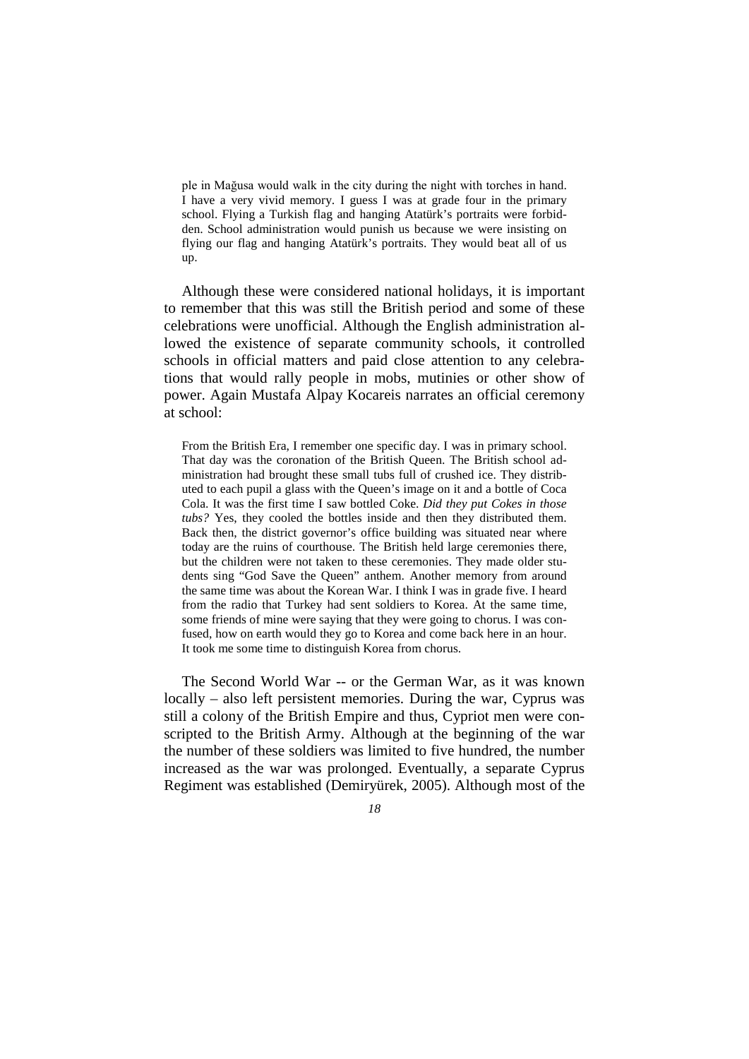ple in Mağusa would walk in the city during the night with torches in hand. I have a very vivid memory. I guess I was at grade four in the primary school. Flying a Turkish flag and hanging Atatürk's portraits were forbidden. School administration would punish us because we were insisting on flying our flag and hanging Atatürk's portraits. They would beat all of us up.

Although these were considered national holidays, it is important to remember that this was still the British period and some of these celebrations were unofficial. Although the English administration allowed the existence of separate community schools, it controlled schools in official matters and paid close attention to any celebrations that would rally people in mobs, mutinies or other show of power. Again Mustafa Alpay Kocareis narrates an official ceremony at school:

> From the British Era, I remember one specific day. I was in primary school. That day was the coronation of the British Queen. The British school administration had brought these small tubs full of crushed ice. They distributed to each pupil a glass with the Queen's image on it and a bottle of Coca Cola. It was the first time I saw bottled Coke. *Did they put Cokes in those tubs?* Yes, they cooled the bottles inside and then they distributed them. Back then, the district governor's office building was situated near where today are the ruins of courthouse. The British held large ceremonies there, but the children were not taken to these ceremonies. They made older students sing "God Save the Queen" anthem. Another memory from around the same time was about the Korean War. I think I was in grade five. I heard from the radio that Turkey had sent soldiers to Korea. At the same time, some friends of mine were saying that they were going to chorus. I was confused, how on earth would they go to Korea and come back here in an hour. It took me some time to distinguish Korea from chorus.

The Second World War -- or the German War, as it was known locally – also left persistent memories. During the war, Cyprus was still a colony of the British Empire and thus, Cypriot men were conscripted to the British Army. Although at the beginning of the war the number of these soldiers was limited to five hundred, the number increased as the war was prolonged. Eventually, a separate Cyprus Regiment was established (Demiryürek, 2005). Although most of the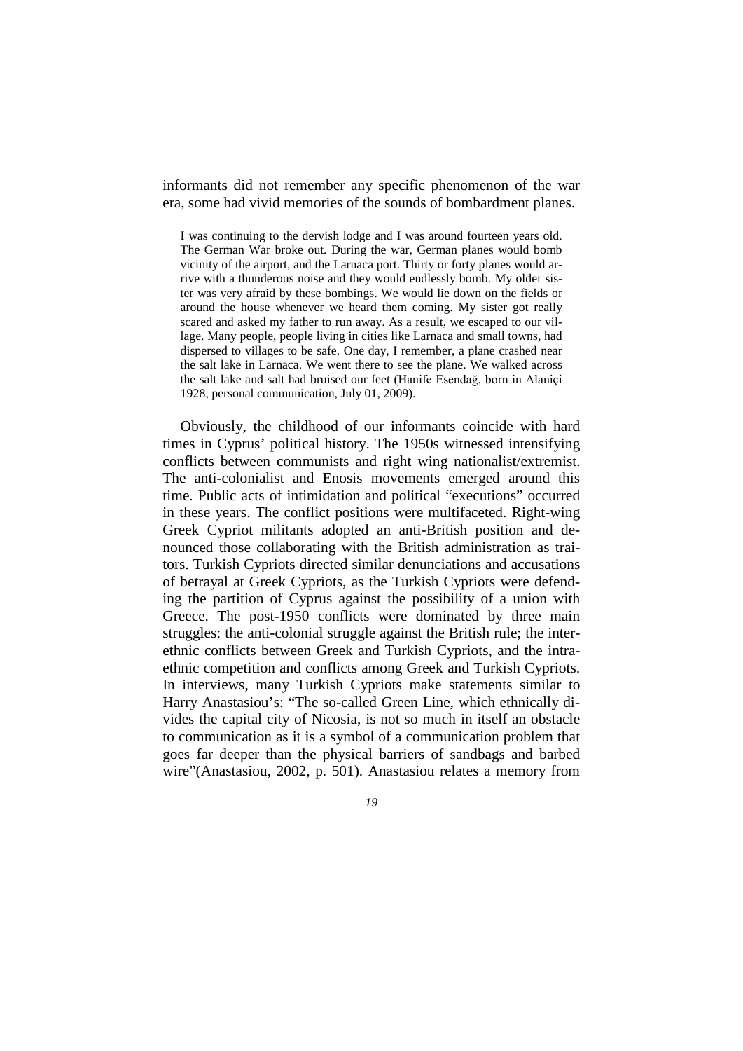informants did not remember any specific phenomenon of the war era, some had vivid memories of the sounds of bombardment planes.

> I was continuing to the dervish lodge and I was around fourteen years old. The German War broke out. During the war, German planes would bomb vicinity of the airport, and the Larnaca port. Thirty or forty planes would arrive with a thunderous noise and they would endlessly bomb. My older sister was very afraid by these bombings. We would lie down on the fields or around the house whenever we heard them coming. My sister got really scared and asked my father to run away. As a result, we escaped to our village. Many people, people living in cities like Larnaca and small towns, had dispersed to villages to be safe. One day, I remember, a plane crashed near the salt lake in Larnaca. We went there to see the plane. We walked across the salt lake and salt had bruised our feet (Hanife Esendağ, born in Alaniçi 1928, personal communication, July 01, 2009).

Obviously, the childhood of our informants coincide with hard times in Cyprus' political history. The 1950s witnessed intensifying conflicts between communists and right wing nationalist/extremist. The anti-colonialist and Enosis movements emerged around this time. Public acts of intimidation and political "executions" occurred in these years. The conflict positions were multifaceted. Right-wing Greek Cypriot militants adopted an anti-British position and denounced those collaborating with the British administration as traitors. Turkish Cypriots directed similar denunciations and accusations of betrayal at Greek Cypriots, as the Turkish Cypriots were defending the partition of Cyprus against the possibility of a union with Greece. The post-1950 conflicts were dominated by three main struggles: the anti-colonial struggle against the British rule; the inter-ethnic conflicts between Greek and Turkish Cypriots, and the intra-ethnic competition and conflicts among Greek and Turkish Cypriots. In interviews, many Turkish Cypriots make statements similar to Harry Anastasiou's: "The so-called Green Line, which ethnically divides the capital city of Nicosia, is not so much in itself an obstacle to communication as it is a symbol of a communication problem that goes far deeper than the physical barriers of sandbags and barbed wire"(Anastasiou, 2002, p. 501). Anastasiou relates a memory from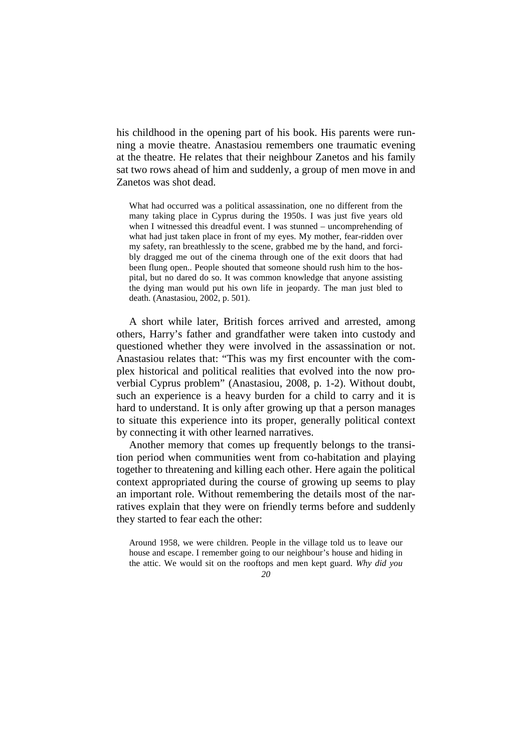his childhood in the opening part of his book. His parents were running a movie theatre. Anastasiou remembers one traumatic evening at the theatre. He relates that their neighbour Zanetos and his family sat two rows ahead of him and suddenly, a group of men move in and Zanetos was shot dead.

> What had occurred was a political assassination, one no different from the many taking place in Cyprus during the 1950s. I was just five years old when I witnessed this dreadful event. I was stunned – uncomprehending of what had just taken place in front of my eyes. My mother, fear-ridden over my safety, ran breathlessly to the scene, grabbed me by the hand, and forcibly dragged me out of the cinema through one of the exit doors that had been flung open.. People shouted that someone should rush him to the hospital, but no dared do so. It was common knowledge that anyone assisting the dying man would put his own life in jeopardy. The man just bled to death. (Anastasiou, 2002, p. 501).

A short while later, British forces arrived and arrested, among others, Harry's father and grandfather were taken into custody and questioned whether they were involved in the assassination or not. Anastasiou relates that: "This was my first encounter with the complex historical and political realities that evolved into the now proverbial Cyprus problem" (Anastasiou, 2008, p. 1-2). Without doubt, such an experience is a heavy burden for a child to carry and it is hard to understand. It is only after growing up that a person manages to situate this experience into its proper, generally political context by connecting it with other learned narratives.

Another memory that comes up frequently belongs to the transition period when communities went from co-habitation and playing together to threatening and killing each other. Here again the political context appropriated during the course of growing up seems to play an important role. Without remembering the details most of the narratives explain that they were on friendly terms before and suddenly they started to fear each the other:

> Around 1958, we were children. People in the village told us to leave our house and escape. I remember going to our neighbour's house and hiding in the attic. We would sit on the rooftops and men kept guard. *Why did you*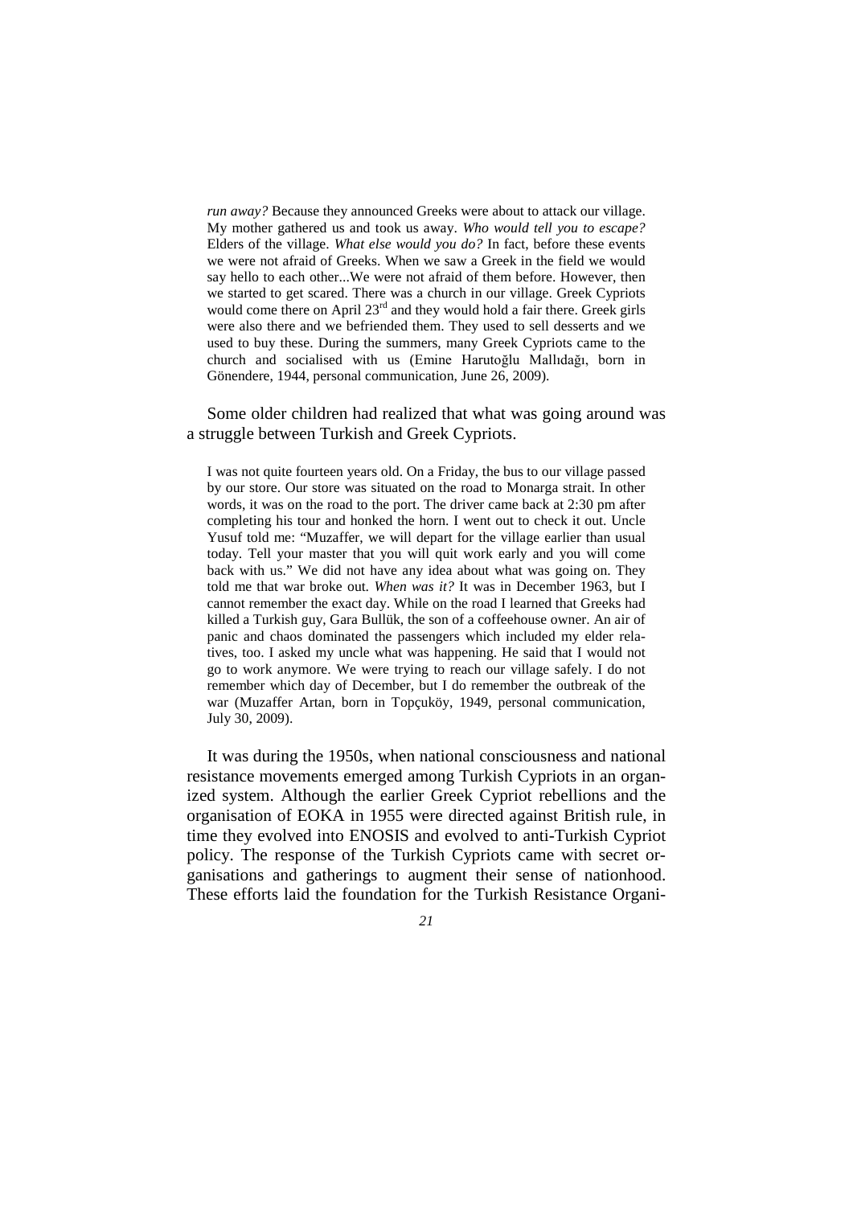*run away?* Because they announced Greeks were about to attack our village. My mother gathered us and took us away. *Who would tell you to escape?* Elders of the village. *What else would you do?* In fact, before these events we were not afraid of Greeks. When we saw a Greek in the field we would say hello to each other...We were not afraid of them before. However, then we started to get scared. There was a church in our village. Greek Cypriots would come there on April 23rd and they would hold a fair there. Greek girls were also there and we befriended them. They used to sell desserts and we used to buy these. During the summers, many Greek Cypriots came to the church and socialised with us (Emine Harutoğlu Mallıdağı, born in Gönendere, 1944, personal communication, June 26, 2009).

Some older children had realized that what was going around was a struggle between Turkish and Greek Cypriots.

I was not quite fourteen years old. On a Friday, the bus to our village passed by our store. Our store was situated on the road to Monarga strait. In other words, it was on the road to the port. The driver came back at 2:30 pm after completing his tour and honked the horn. I went out to check it out. Uncle Yusuf told me: "Muzaffer, we will depart for the village earlier than usual today. Tell your master that you will quit work early and you will come back with us." We did not have any idea about what was going on. They told me that war broke out. *When was it?* It was in December 1963, but I cannot remember the exact day. While on the road I learned that Greeks had killed a Turkish guy, Gara Bullük, the son of a coffeehouse owner. An air of panic and chaos dominated the passengers which included my elder relatives, too. I asked my uncle what was happening. He said that I would not go to work anymore. We were trying to reach our village safely. I do not remember which day of December, but I do remember the outbreak of the war (Muzaffer Artan, born in Topçuköy, 1949, personal communication, July 30, 2009).

It was during the 1950s, when national consciousness and national resistance movements emerged among Turkish Cypriots in an organized system. Although the earlier Greek Cypriot rebellions and the organisation of EOKA in 1955 were directed against British rule, in time they evolved into ENOSIS and evolved to anti-Turkish Cypriot policy. The response of the Turkish Cypriots came with secret organisations and gatherings to augment their sense of nationhood. These efforts laid the foundation for the Turkish Resistance Organi-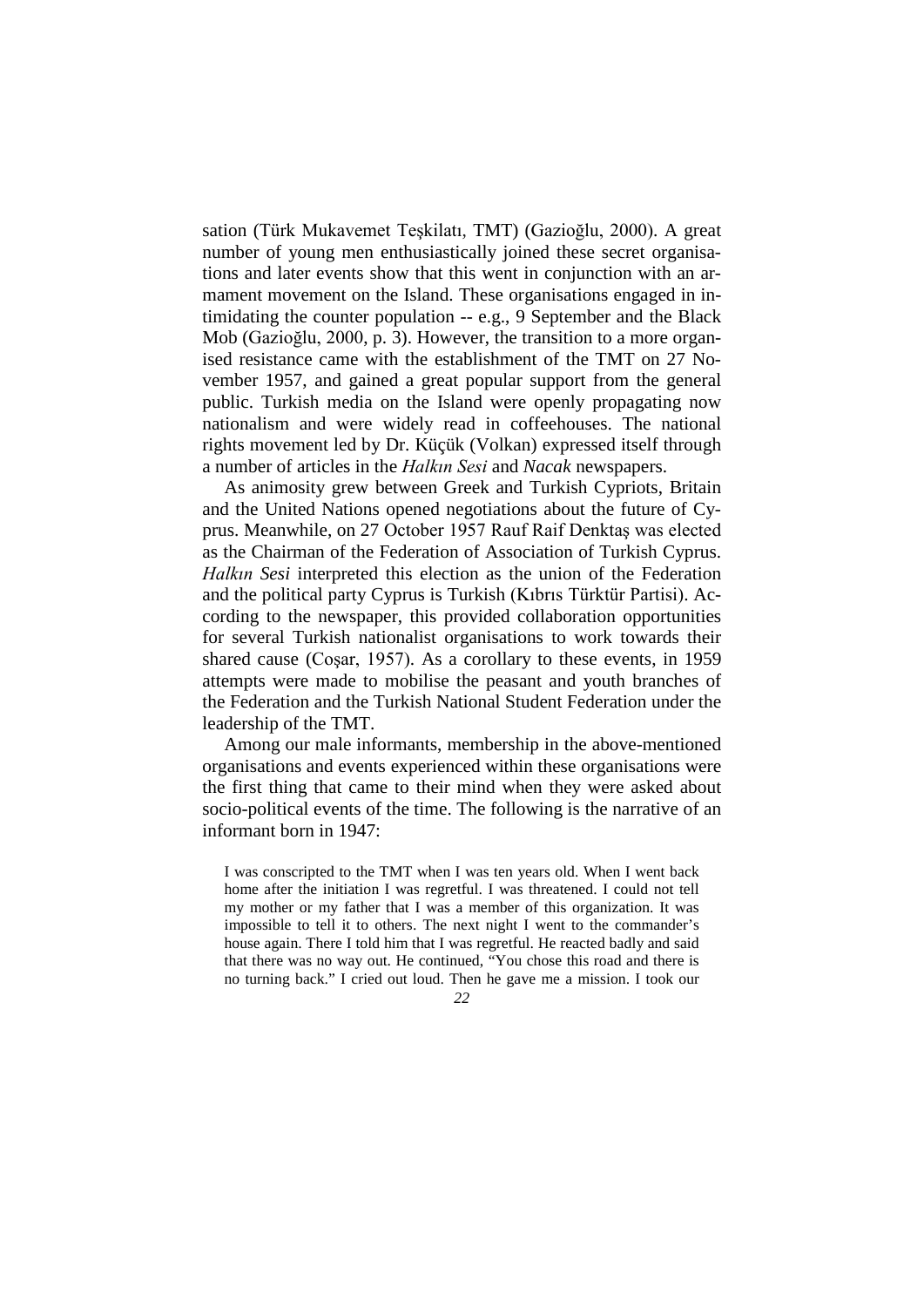sation (Türk Mukavemet Teşkilatı, TMT) (Gazioğlu, 2000). A great number of young men enthusiastically joined these secret organisations and later events show that this went in conjunction with an armament movement on the Island. These organisations engaged in intimidating the counter population -- e.g., 9 September and the Black Mob (Gazioğlu, 2000, p. 3). However, the transition to a more organised resistance came with the establishment of the TMT on 27 November 1957, and gained a great popular support from the general public. Turkish media on the Island were openly propagating now nationalism and were widely read in coffeehouses. The national rights movement led by Dr. Küçük (Volkan) expressed itself through a number of articles in the *Halkın Sesi* and *Nacak* newspapers.

As animosity grew between Greek and Turkish Cypriots, Britain and the United Nations opened negotiations about the future of Cyprus. Meanwhile, on 27 October 1957 Rauf Raif Denktaş was elected as the Chairman of the Federation of Association of Turkish Cyprus. *Halkın Sesi* interpreted this election as the union of the Federation and the political party Cyprus is Turkish (Kıbrıs Türktür Partisi). According to the newspaper, this provided collaboration opportunities for several Turkish nationalist organisations to work towards their shared cause (Coşar, 1957). As a corollary to these events, in 1959 attempts were made to mobilise the peasant and youth branches of the Federation and the Turkish National Student Federation under the leadership of the TMT.

Among our male informants, membership in the above-mentioned organisations and events experienced within these organisations were the first thing that came to their mind when they were asked about socio-political events of the time. The following is the narrative of an informant born in 1947:

> I was conscripted to the TMT when I was ten years old. When I went back home after the initiation I was regretful. I was threatened. I could not tell my mother or my father that I was a member of this organization. It was impossible to tell it to others. The next night I went to the commander's house again. There I told him that I was regretful. He reacted badly and said that there was no way out. He continued, "You chose this road and there is no turning back." I cried out loud. Then he gave me a mission. I took our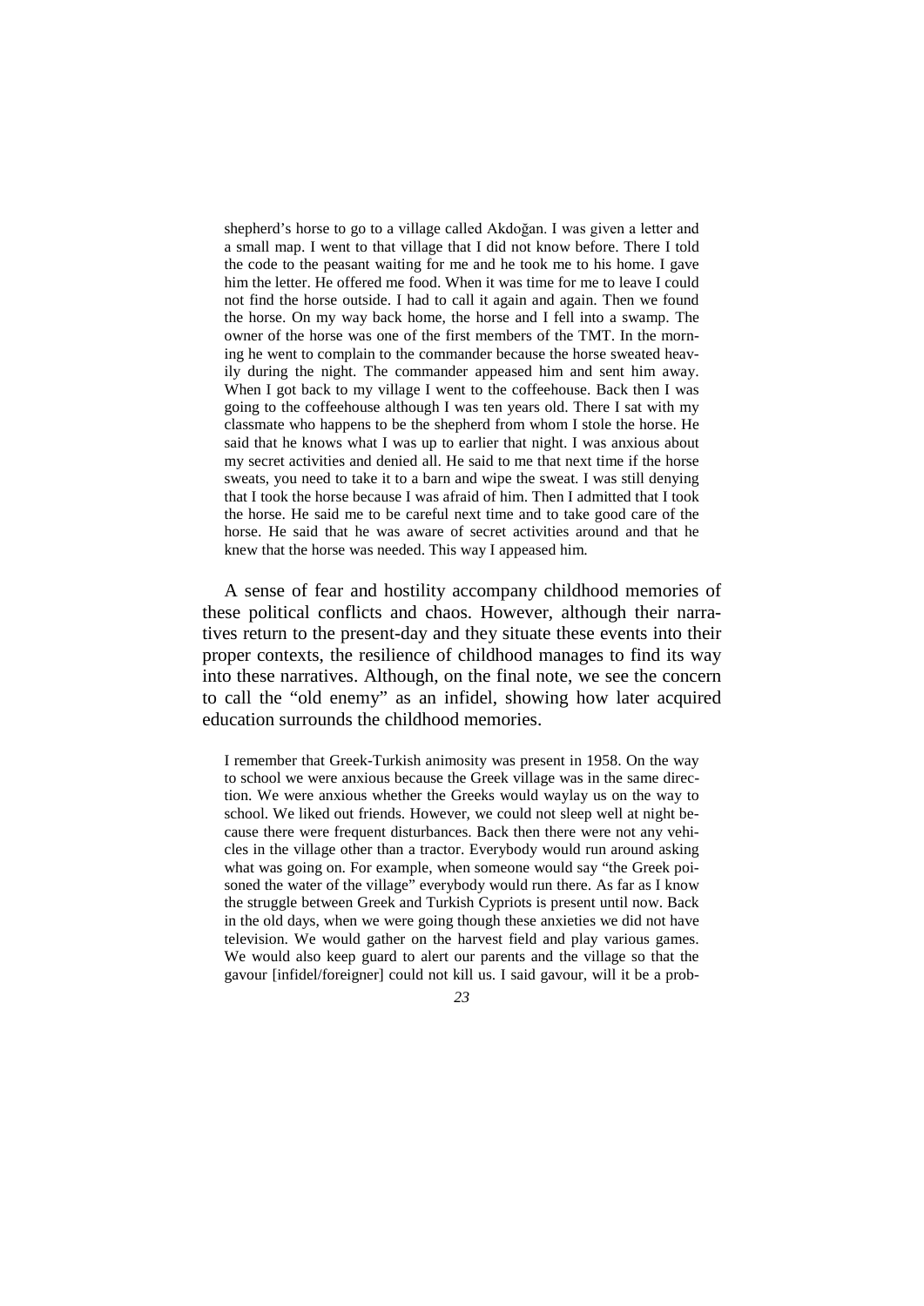shepherd's horse to go to a village called Akdoğan. I was given a letter and a small map. I went to that village that I did not know before. There I told the code to the peasant waiting for me and he took me to his home. I gave him the letter. He offered me food. When it was time for me to leave I could not find the horse outside. I had to call it again and again. Then we found the horse. On my way back home, the horse and I fell into a swamp. The owner of the horse was one of the first members of the TMT. In the morning he went to complain to the commander because the horse sweated heavily during the night. The commander appeased him and sent him away. When I got back to my village I went to the coffeehouse. Back then I was going to the coffeehouse although I was ten years old. There I sat with my classmate who happens to be the shepherd from whom I stole the horse. He said that he knows what I was up to earlier that night. I was anxious about my secret activities and denied all. He said to me that next time if the horse sweats, you need to take it to a barn and wipe the sweat. I was still denying that I took the horse because I was afraid of him. Then I admitted that I took the horse. He said me to be careful next time and to take good care of the horse. He said that he was aware of secret activities around and that he knew that the horse was needed. This way I appeased him.

A sense of fear and hostility accompany childhood memories of these political conflicts and chaos. However, although their narratives return to the present-day and they situate these events into their proper contexts, the resilience of childhood manages to find its way into these narratives. Although, on the final note, we see the concern to call the "old enemy" as an infidel, showing how later acquired education surrounds the childhood memories.

I remember that Greek-Turkish animosity was present in 1958. On the way to school we were anxious because the Greek village was in the same direction. We were anxious whether the Greeks would waylay us on the way to school. We liked out friends. However, we could not sleep well at night because there were frequent disturbances. Back then there were not any vehicles in the village other than a tractor. Everybody would run around asking what was going on. For example, when someone would say "the Greek poisoned the water of the village" everybody would run there. As far as I know the struggle between Greek and Turkish Cypriots is present until now. Back in the old days, when we were going though these anxieties we did not have television. We would gather on the harvest field and play various games. We would also keep guard to alert our parents and the village so that the gavour [infidel/foreigner] could not kill us. I said gavour, will it be a prob-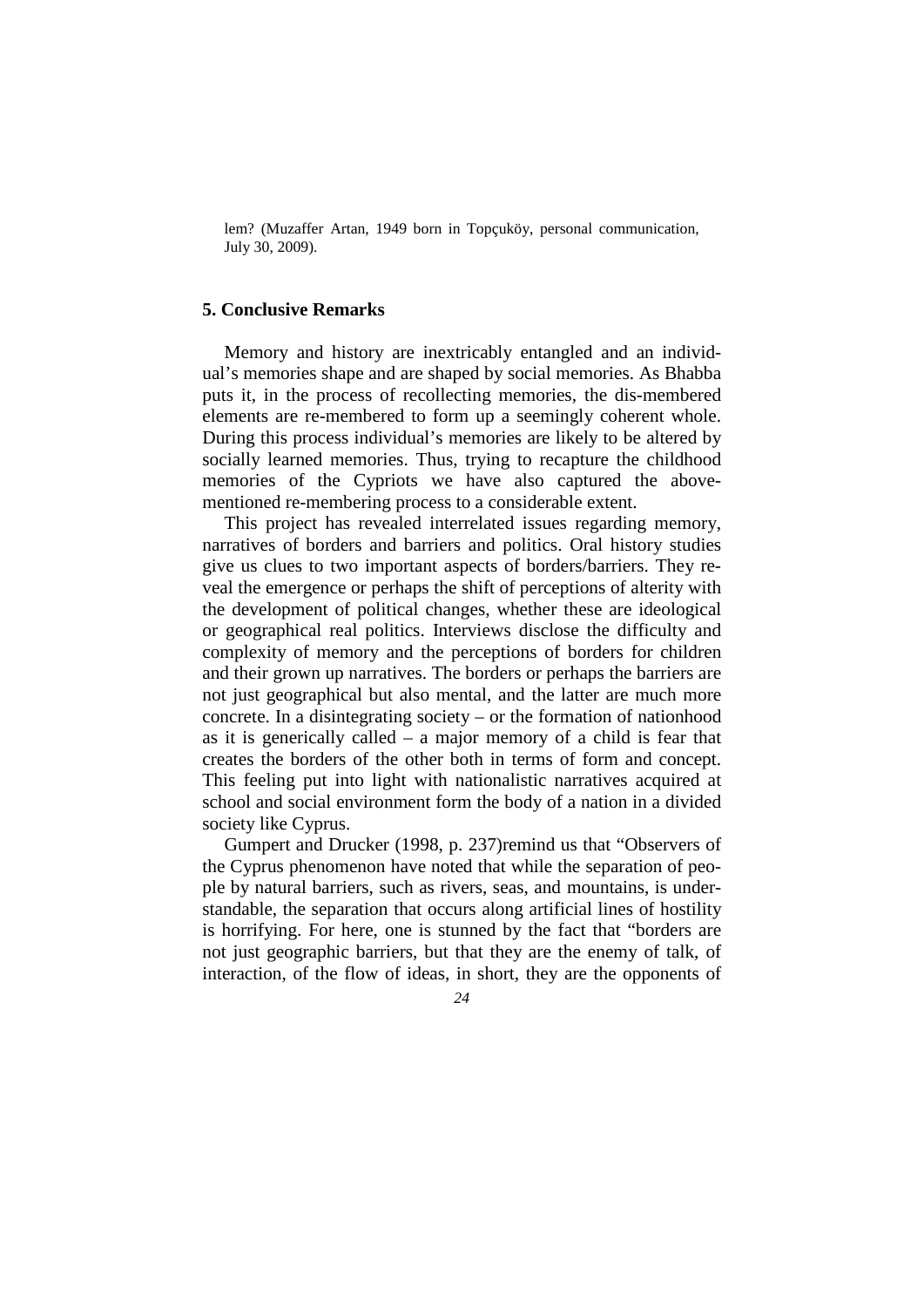lem? (Muzaffer Artan, 1949 born in Topçuköy, personal communication, July 30, 2009).

## 5. Conclusive Remarks

Memory and history are inextricably entangled and an individual's memories shape and are shaped by social memories. As Bhabba puts it, in the process of recollecting memories, the dis-membered elements are re-membered to form up a seemingly coherent whole. During this process individual's memories are likely to be altered by socially learned memories. Thus, trying to recapture the childhood memories of the Cypriots we have also captured the above-mentioned re-membering process to a considerable extent.

This project has revealed interrelated issues regarding memory, narratives of borders and barriers and politics. Oral history studies give us clues to two important aspects of borders/barriers. They reveal the emergence or perhaps the shift of perceptions of alterity with the development of political changes, whether these are ideological or geographical real politics. Interviews disclose the difficulty and complexity of memory and the perceptions of borders for children and their grown up narratives. The borders or perhaps the barriers are not just geographical but also mental, and the latter are much more concrete. In a disintegrating society – or the formation of nationhood as it is generically called – a major memory of a child is fear that creates the borders of the other both in terms of form and concept. This feeling put into light with nationalistic narratives acquired at school and social environment form the body of a nation in a divided society like Cyprus.

Gumpert and Drucker (1998, p. 237)remind us that "Observers of the Cyprus phenomenon have noted that while the separation of people by natural barriers, such as rivers, seas, and mountains, is understandable, the separation that occurs along artificial lines of hostility is horrifying. For here, one is stunned by the fact that "borders are not just geographic barriers, but that they are the enemy of talk, of interaction, of the flow of ideas, in short, they are the opponents of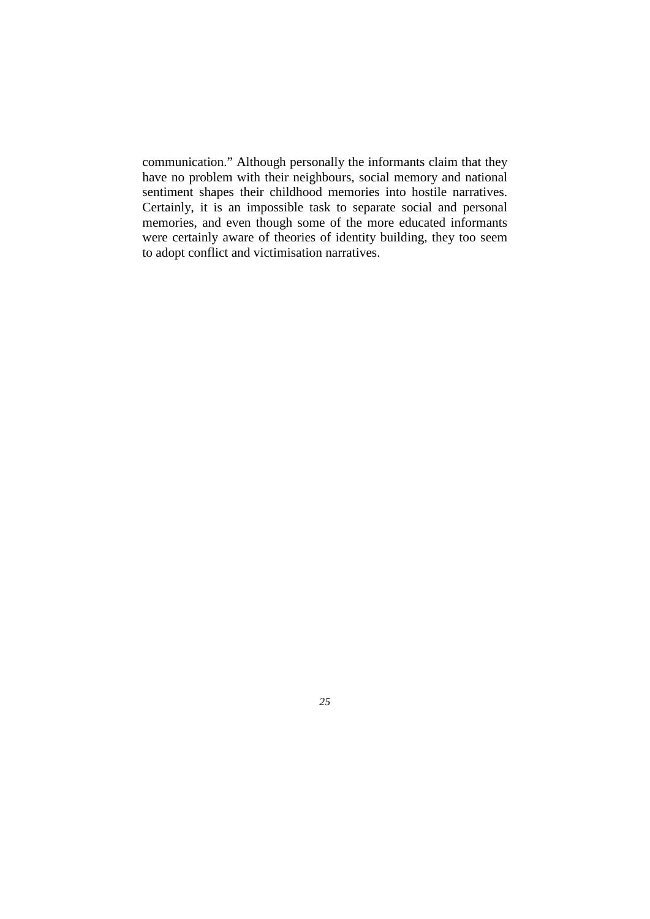communication." Although personally the informants claim that they have no problem with their neighbours, social memory and national sentiment shapes their childhood memories into hostile narratives. Certainly, it is an impossible task to separate social and personal memories, and even though some of the more educated informants were certainly aware of theories of identity building, they too seem to adopt conflict and victimisation narratives.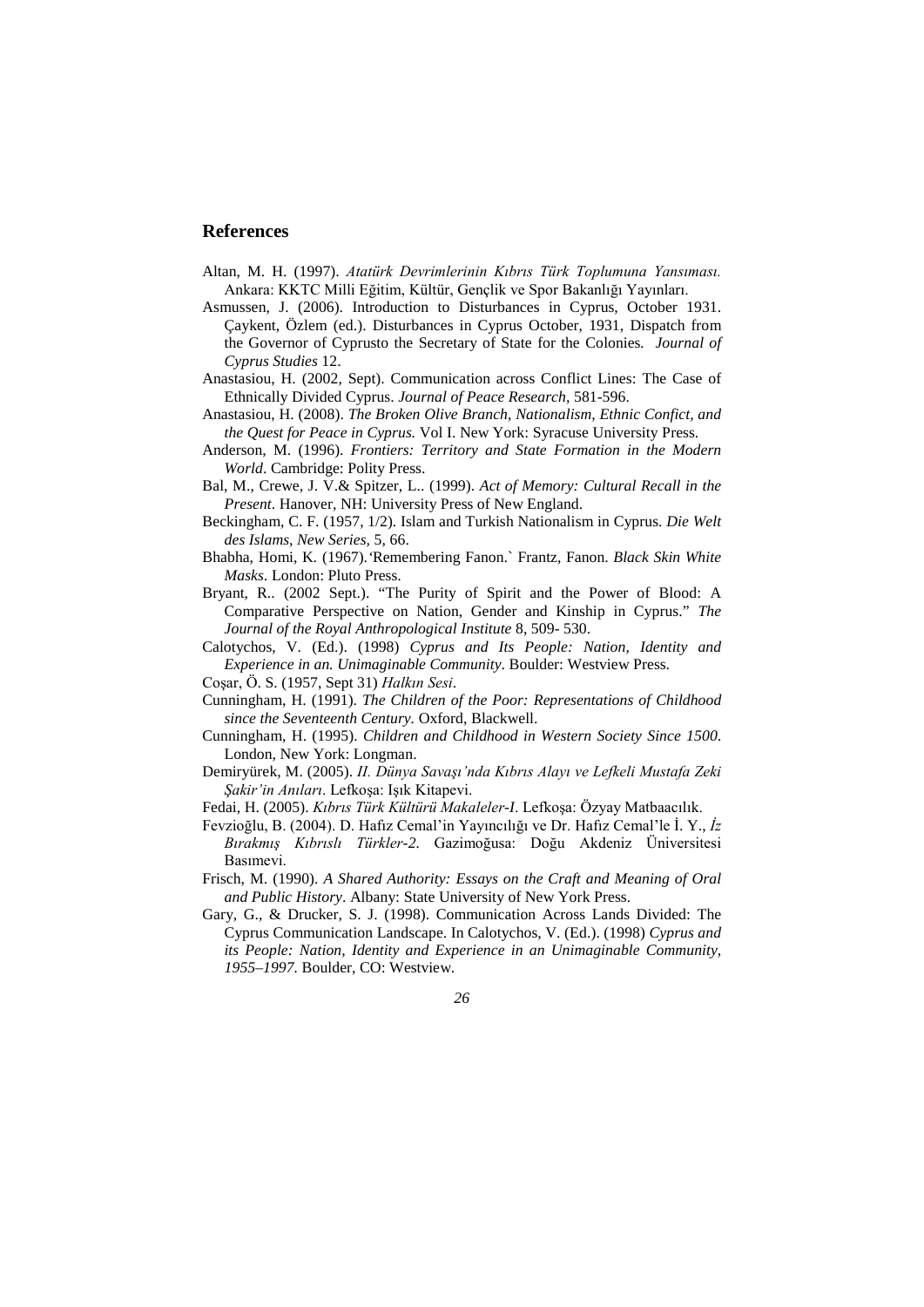## References

Altan, M. H. (1997). *Atatürk Devrimlerinin Kıbrıs Türk Toplumuna Yansıması.* Ankara: KKTC Milli Eğitim, Kültür, Gençlik ve Spor Bakanlığı Yayınları.

Asmussen, J. (2006). Introduction to Disturbances in Cyprus, October 1931. Çaykent, Özlem (ed.). Disturbances in Cyprus October, 1931, Dispatch from the Governor of Cyprusto the Secretary of State for the Colonies. *Journal of Cyprus Studies* 12.

Anastasiou, H. (2002, Sept). Communication across Conflict Lines: The Case of Ethnically Divided Cyprus. *Journal of Peace Research,* 581-596.

Anastasiou, H. (2008). *The Broken Olive Branch, Nationalism, Ethnic Confict, and the Quest for Peace in Cyprus.* Vol I. New York: Syracuse University Press.

Anderson, M. (1996). *Frontiers: Territory and State Formation in the Modern World*. Cambridge: Polity Press.

Bal, M., Crewe, J. V.& Spitzer, L.. (1999). *Act of Memory: Cultural Recall in the Present*. Hanover, NH: University Press of New England.

Beckingham, C. F. (1957, 1/2). Islam and Turkish Nationalism in Cyprus. *Die Welt des Islams, New Series,* 5, 66.

Bhabha, Homi, K. (1967).'Remembering Fanon.` Frantz, Fanon. *Black Skin White Masks*. London: Pluto Press.

Bryant, R.. (2002 Sept.). "The Purity of Spirit and the Power of Blood: A Comparative Perspective on Nation, Gender and Kinship in Cyprus." *The Journal of the Royal Anthropological Institute* 8, 509- 530.

Calotychos, V. (Ed.). (1998) *Cyprus and Its People: Nation, Identity and Experience in an. Unimaginable Community*. Boulder: Westview Press.

Coşar, Ö. S. (1957, Sept 31) *Halkın Sesi*.

Cunningham, H. (1991). *The Children of the Poor: Representations of Childhood since the Seventeenth Century.* Oxford, Blackwell.

Cunningham, H. (1995). *Children and Childhood in Western Society Since 1500*. London, New York: Longman.

Demiryürek, M. (2005). *II. Dünya Savaşı'nda Kıbrıs Alayı ve Lefkeli Mustafa Zeki Şakir'in Anıları*. Lefkoşa: Işık Kitapevi.

Fedai, H. (2005). *Kıbrıs Türk Kültürü Makaleler-I*. Lefkoşa: Özyay Matbaacılık.

Fevzioğlu, B. (2004). D. Hafız Cemal'in Yayıncılığı ve Dr. Hafız Cemal'le İ. Y., *İz Bırakmış Kıbrıslı Türkler-2*. Gazimoğusa: Doğu Akdeniz Üniversitesi Basımevi.

Frisch, M. (1990). *A Shared Authority: Essays on the Craft and Meaning of Oral and Public History*. Albany: State University of New York Press.

Gary, G., & Drucker, S. J. (1998). Communication Across Lands Divided: The Cyprus Communication Landscape. In Calotychos, V. (Ed.). (1998) *Cyprus and its People: Nation, Identity and Experience in an Unimaginable Community, 1955–1997*. Boulder, CO: Westview.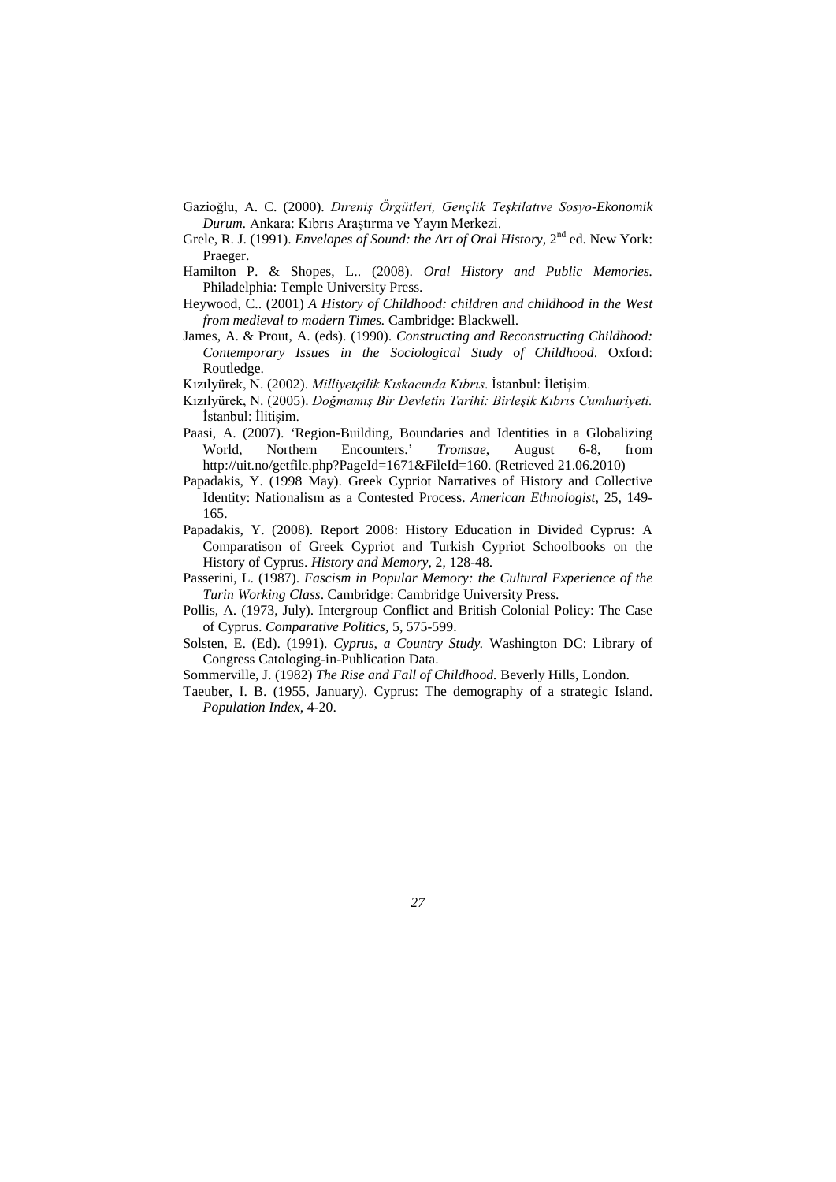Gazioğlu, A. C. (2000). *Direniş Örgütleri, Gençlik Teşkilatıve Sosyo-Ekonomik Durum*. Ankara: Kıbrıs Araştırma ve Yayın Merkezi.

Grele, R. J. (1991). *Envelopes of Sound: the Art of Oral History,* 2nd ed. New York: Praeger.

Hamilton P. & Shopes, L.. (2008). *Oral History and Public Memories.* Philadelphia: Temple University Press.

Heywood, C.. (2001) *A History of Childhood: children and childhood in the West from medieval to modern Times.* Cambridge: Blackwell.

James, A. & Prout, A. (eds). (1990). *Constructing and Reconstructing Childhood: Contemporary Issues in the Sociological Study of Childhood*. Oxford: Routledge.

Kızılyürek, N. (2002). *Milliyetçilik Kıskacında Kıbrıs*. İstanbul: İletişim.

Kızılyürek, N. (2005). *Doğmamış Bir Devletin Tarihi: Birleşik Kıbrıs Cumhuriyeti.* İstanbul: İlitişim.

Paasi, A. (2007). 'Region-Building, Boundaries and Identities in a Globalizing World, Northern Encounters.' *Tromsae*, August 6-8, from http://uit.no/getfile.php?PageId=1671&FileId=160. (Retrieved 21.06.2010)

Papadakis, Y. (1998 May). Greek Cypriot Narratives of History and Collective Identity: Nationalism as a Contested Process. *American Ethnologist,* 25, 149-165.

Papadakis, Y. (2008). Report 2008: History Education in Divided Cyprus: A Comparatison of Greek Cypriot and Turkish Cypriot Schoolbooks on the History of Cyprus. *History and Memory,* 2, 128-48.

Passerini, L. (1987). *Fascism in Popular Memory: the Cultural Experience of the Turin Working Class*. Cambridge: Cambridge University Press.

Pollis, A. (1973, July). Intergroup Conflict and British Colonial Policy: The Case of Cyprus. *Comparative Politics*, 5, 575-599.

Solsten, E. (Ed). (1991). *Cyprus, a Country Study.* Washington DC: Library of Congress Catologing-in-Publication Data.

Sommerville, J. (1982) *The Rise and Fall of Childhood.* Beverly Hills, London.

Taeuber, I. B. (1955, January). Cyprus: The demography of a strategic Island. *Population Index*, 4-20.